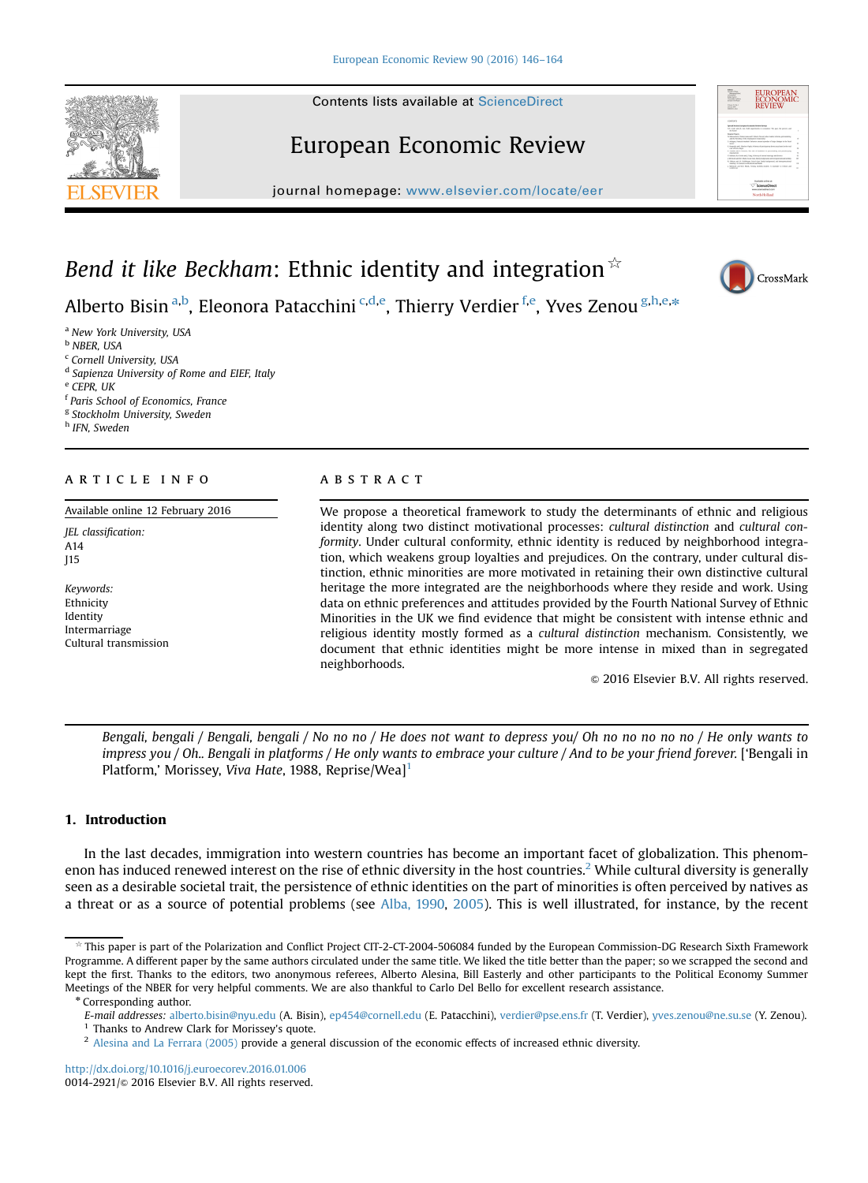# *Bend it like Beckham*: Ethnic identity and integration[☆]

Alberto Bisin[a,b], Eleonora Patacchini[c,d,e], Thierry Verdier[f,e], Yves Zenou[g,h,e,*]

[a] New York University, USA
[b] NBER, USA
[c] Cornell University, USA
[d] Sapienza University of Rome and EIEF, Italy
[e] CEPR, UK
[f] Paris School of Economics, France
[g] Stockholm University, Sweden
[h] IFN, Sweden

## ARTICLE INFO

Available online 12 February 2016

*JEL classification:*
A14
J15

*Keywords:*
Ethnicity
Identity
Intermarriage
Cultural transmission

## ABSTRACT

We propose a theoretical framework to study the determinants of ethnic and religious identity along two distinct motivational processes: *cultural distinction* and *cultural conformity*. Under cultural conformity, ethnic identity is reduced by neighborhood integration, which weakens group loyalties and prejudices. On the contrary, under cultural distinction, ethnic minorities are more motivated in retaining their own distinctive cultural heritage the more integrated are the neighborhoods where they reside and work. Using data on ethnic preferences and attitudes provided by the Fourth National Survey of Ethnic Minorities in the UK we find evidence that might be consistent with intense ethnic and religious identity mostly formed as a *cultural distinction* mechanism. Consistently, we document that ethnic identities might be more intense in mixed than in segregated neighborhoods.

© 2016 Elsevier B.V. All rights reserved.

*Bengali, bengali / Bengali, bengali / No no no / He does not want to depress you/ Oh no no no no no / He only wants to impress you / Oh.. Bengali in platforms / He only wants to embrace your culture / And to be your friend forever.* ['Bengali in Platform,' Morissey, *Viva Hate*, 1988, Reprise/Wea][1]

## 1. Introduction

In the last decades, immigration into western countries has become an important facet of globalization. This phenomenon has induced renewed interest on the rise of ethnic diversity in the host countries.[2] While cultural diversity is generally seen as a desirable societal trait, the persistence of ethnic identities on the part of minorities is often perceived by natives as a threat or as a source of potential problems (see Alba, 1990, 2005). This is well illustrated, for instance, by the recent

[☆] This paper is part of the Polarization and Conflict Project CIT-2-CT-2004-506084 funded by the European Commission-DG Research Sixth Framework Programme. A different paper by the same authors circulated under the same title. We liked the title better than the paper; so we scrapped the second and kept the first. Thanks to the editors, two anonymous referees, Alberto Alesina, Bill Easterly and other participants to the Political Economy Summer Meetings of the NBER for very helpful comments. We are also thankful to Carlo Del Bello for excellent research assistance.

[*] Corresponding author.

*E-mail addresses:* alberto.bisin@nyu.edu (A. Bisin), ep454@cornell.edu (E. Patacchini), verdier@pse.ens.fr (T. Verdier), yves.zenou@ne.su.se (Y. Zenou).

[1] Thanks to Andrew Clark for Morissey's quote.

[2] Alesina and La Ferrara (2005) provide a general discussion of the economic effects of increased ethnic diversity.

http://dx.doi.org/10.1016/j.euroecorev.2016.01.006
0014-2921/© 2016 Elsevier B.V. All rights reserved.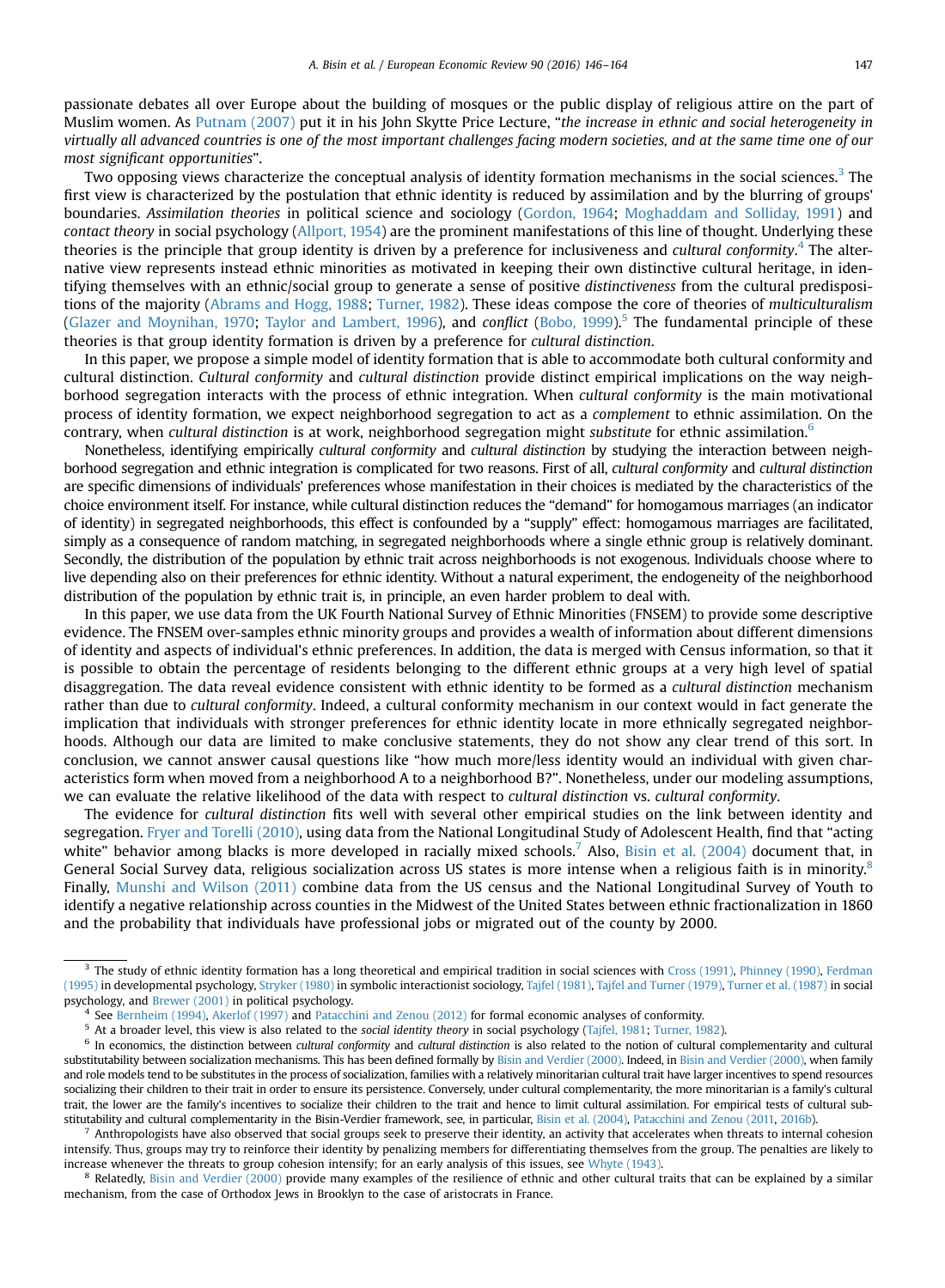passionate debates all over Europe about the building of mosques or the public display of religious attire on the part of Muslim women. As Putnam (2007) put it in his John Skytte Price Lecture, "*the increase in ethnic and social heterogeneity in virtually all advanced countries is one of the most important challenges facing modern societies, and at the same time one of our most significant opportunities*".

Two opposing views characterize the conceptual analysis of identity formation mechanisms in the social sciences.[3] The first view is characterized by the postulation that ethnic identity is reduced by assimilation and by the blurring of groups' boundaries. *Assimilation theories* in political science and sociology (Gordon, 1964; Moghaddam and Solliday, 1991) and *contact theory* in social psychology (Allport, 1954) are the prominent manifestations of this line of thought. Underlying these theories is the principle that group identity is driven by a preference for inclusiveness and *cultural conformity*.[4] The alternative view represents instead ethnic minorities as motivated in keeping their own distinctive cultural heritage, in identifying themselves with an ethnic/social group to generate a sense of positive *distinctiveness* from the cultural predispositions of the majority (Abrams and Hogg, 1988; Turner, 1982). These ideas compose the core of theories of *multiculturalism* (Glazer and Moynihan, 1970; Taylor and Lambert, 1996), and *conflict* (Bobo, 1999).[5] The fundamental principle of these theories is that group identity formation is driven by a preference for *cultural distinction*.

In this paper, we propose a simple model of identity formation that is able to accommodate both cultural conformity and cultural distinction. *Cultural conformity* and *cultural distinction* provide distinct empirical implications on the way neighborhood segregation interacts with the process of ethnic integration. When *cultural conformity* is the main motivational process of identity formation, we expect neighborhood segregation to act as a *complement* to ethnic assimilation. On the contrary, when *cultural distinction* is at work, neighborhood segregation might *substitute* for ethnic assimilation.[6]

Nonetheless, identifying empirically *cultural conformity* and *cultural distinction* by studying the interaction between neighborhood segregation and ethnic integration is complicated for two reasons. First of all, *cultural conformity* and *cultural distinction* are specific dimensions of individuals' preferences whose manifestation in their choices is mediated by the characteristics of the choice environment itself. For instance, while cultural distinction reduces the "demand" for homogamous marriages (an indicator of identity) in segregated neighborhoods, this effect is confounded by a "supply" effect: homogamous marriages are facilitated, simply as a consequence of random matching, in segregated neighborhoods where a single ethnic group is relatively dominant. Secondly, the distribution of the population by ethnic trait across neighborhoods is not exogenous. Individuals choose where to live depending also on their preferences for ethnic identity. Without a natural experiment, the endogeneity of the neighborhood distribution of the population by ethnic trait is, in principle, an even harder problem to deal with.

In this paper, we use data from the UK Fourth National Survey of Ethnic Minorities (FNSEM) to provide some descriptive evidence. The FNSEM over-samples ethnic minority groups and provides a wealth of information about different dimensions of identity and aspects of individual's ethnic preferences. In addition, the data is merged with Census information, so that it is possible to obtain the percentage of residents belonging to the different ethnic groups at a very high level of spatial disaggregation. The data reveal evidence consistent with ethnic identity to be formed as a *cultural distinction* mechanism rather than due to *cultural conformity*. Indeed, a cultural conformity mechanism in our context would in fact generate the implication that individuals with stronger preferences for ethnic identity locate in more ethnically segregated neighborhoods. Although our data are limited to make conclusive statements, they do not show any clear trend of this sort. In conclusion, we cannot answer causal questions like "how much more/less identity would an individual with given characteristics form when moved from a neighborhood A to a neighborhood B?". Nonetheless, under our modeling assumptions, we can evaluate the relative likelihood of the data with respect to *cultural distinction* vs. *cultural conformity*.

The evidence for *cultural distinction* fits well with several other empirical studies on the link between identity and segregation. Fryer and Torelli (2010), using data from the National Longitudinal Study of Adolescent Health, find that "acting white" behavior among blacks is more developed in racially mixed schools.[7] Also, Bisin et al. (2004) document that, in General Social Survey data, religious socialization across US states is more intense when a religious faith is in minority.[8] Finally, Munshi and Wilson (2011) combine data from the US census and the National Longitudinal Survey of Youth to identify a negative relationship across counties in the Midwest of the United States between ethnic fractionalization in 1860 and the probability that individuals have professional jobs or migrated out of the county by 2000.

---

[3] The study of ethnic identity formation has a long theoretical and empirical tradition in social sciences with Cross (1991), Phinney (1990), Ferdman (1995) in developmental psychology, Stryker (1980) in symbolic interactionist sociology, Tajfel (1981), Tajfel and Turner (1979), Turner et al. (1987) in social psychology, and Brewer (2001) in political psychology.

[4] See Bernheim (1994), Akerlof (1997) and Patacchini and Zenou (2012) for formal economic analyses of conformity.

[5] At a broader level, this view is also related to the *social identity theory* in social psychology (Tajfel, 1981; Turner, 1982).

[6] In economics, the distinction between *cultural conformity* and *cultural distinction* is also related to the notion of cultural complementarity and cultural substitutability between socialization mechanisms. This has been defined formally by Bisin and Verdier (2000). Indeed, in Bisin and Verdier (2000), when family and role models tend to be substitutes in the process of socialization, families with a relatively minoritarian cultural trait have larger incentives to spend resources socializing their children to their trait in order to ensure its persistence. Conversely, under cultural complementarity, the more minoritarian is a family's cultural trait, the lower are the family's incentives to socialize their children to the trait and hence to limit cultural assimilation. For empirical tests of cultural substitutability and cultural complementarity in the Bisin-Verdier framework, see, in particular, Bisin et al. (2004), Patacchini and Zenou (2011, 2016b).

[7] Anthropologists have also observed that social groups seek to preserve their identity, an activity that accelerates when threats to internal cohesion intensify. Thus, groups may try to reinforce their identity by penalizing members for differentiating themselves from the group. The penalties are likely to increase whenever the threats to group cohesion intensify; for an early analysis of this issues, see Whyte (1943).

[8] Relatedly, Bisin and Verdier (2000) provide many examples of the resilience of ethnic and other cultural traits that can be explained by a similar mechanism, from the case of Orthodox Jews in Brooklyn to the case of aristocrats in France.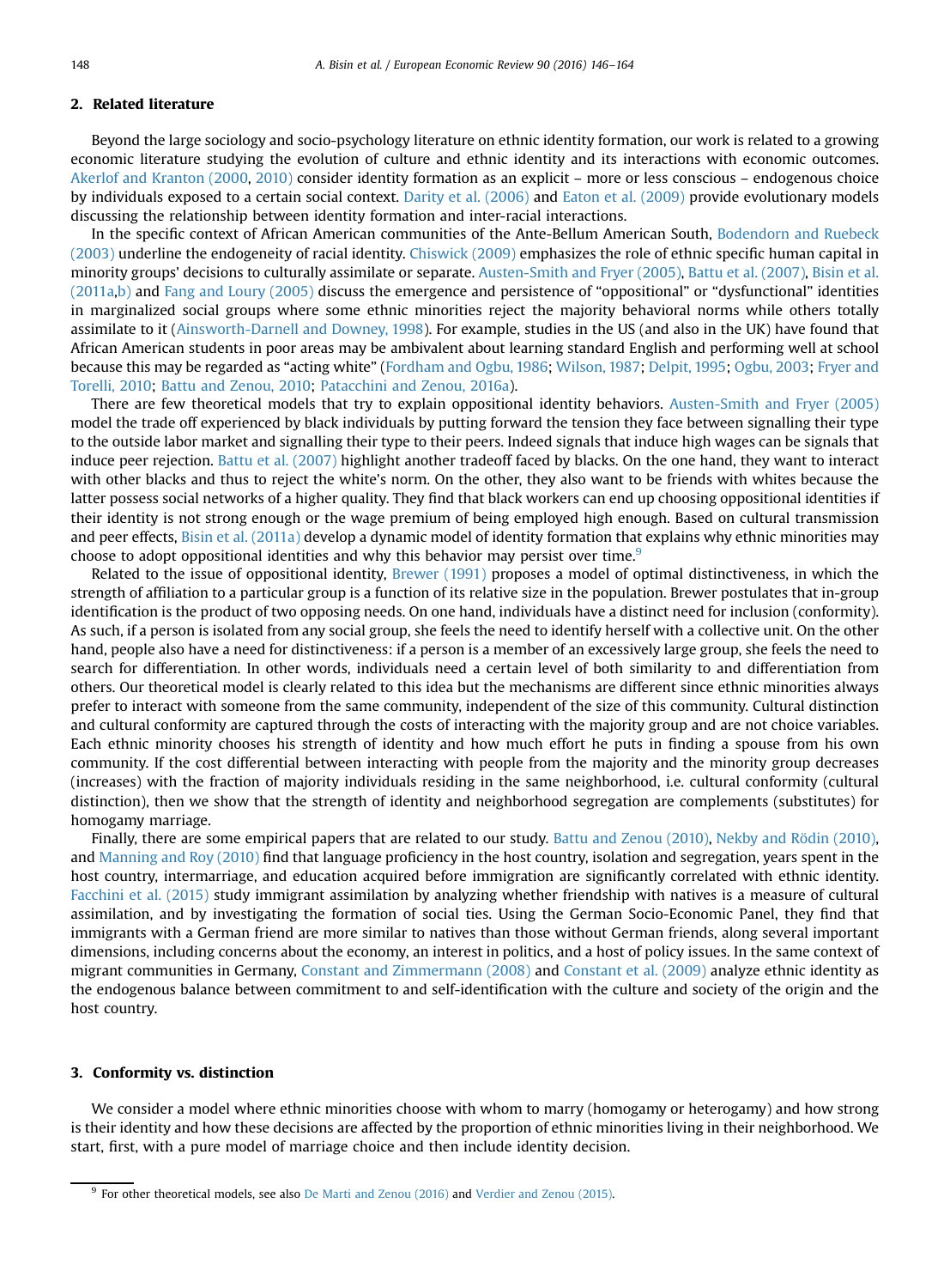## 2. Related literature

Beyond the large sociology and socio-psychology literature on ethnic identity formation, our work is related to a growing economic literature studying the evolution of culture and ethnic identity and its interactions with economic outcomes. Akerlof and Kranton (2000, 2010) consider identity formation as an explicit – more or less conscious – endogenous choice by individuals exposed to a certain social context. Darity et al. (2006) and Eaton et al. (2009) provide evolutionary models discussing the relationship between identity formation and inter-racial interactions.

In the specific context of African American communities of the Ante-Bellum American South, Bodendorn and Ruebeck (2003) underline the endogeneity of racial identity. Chiswick (2009) emphasizes the role of ethnic specific human capital in minority groups' decisions to culturally assimilate or separate. Austen-Smith and Fryer (2005), Battu et al. (2007), Bisin et al. (2011a,b) and Fang and Loury (2005) discuss the emergence and persistence of "oppositional" or "dysfunctional" identities in marginalized social groups where some ethnic minorities reject the majority behavioral norms while others totally assimilate to it (Ainsworth-Darnell and Downey, 1998). For example, studies in the US (and also in the UK) have found that African American students in poor areas may be ambivalent about learning standard English and performing well at school because this may be regarded as "acting white" (Fordham and Ogbu, 1986; Wilson, 1987; Delpit, 1995; Ogbu, 2003; Fryer and Torelli, 2010; Battu and Zenou, 2010; Patacchini and Zenou, 2016a).

There are few theoretical models that try to explain oppositional identity behaviors. Austen-Smith and Fryer (2005) model the trade off experienced by black individuals by putting forward the tension they face between signalling their type to the outside labor market and signalling their type to their peers. Indeed signals that induce high wages can be signals that induce peer rejection. Battu et al. (2007) highlight another tradeoff faced by blacks. On the one hand, they want to interact with other blacks and thus to reject the white's norm. On the other, they also want to be friends with whites because the latter possess social networks of a higher quality. They find that black workers can end up choosing oppositional identities if their identity is not strong enough or the wage premium of being employed high enough. Based on cultural transmission and peer effects, Bisin et al. (2011a) develop a dynamic model of identity formation that explains why ethnic minorities may choose to adopt oppositional identities and why this behavior may persist over time.[9]

Related to the issue of oppositional identity, Brewer (1991) proposes a model of optimal distinctiveness, in which the strength of affiliation to a particular group is a function of its relative size in the population. Brewer postulates that in-group identification is the product of two opposing needs. On one hand, individuals have a distinct need for inclusion (conformity). As such, if a person is isolated from any social group, she feels the need to identify herself with a collective unit. On the other hand, people also have a need for distinctiveness: if a person is a member of an excessively large group, she feels the need to search for differentiation. In other words, individuals need a certain level of both similarity to and differentiation from others. Our theoretical model is clearly related to this idea but the mechanisms are different since ethnic minorities always prefer to interact with someone from the same community, independent of the size of this community. Cultural distinction and cultural conformity are captured through the costs of interacting with the majority group and are not choice variables. Each ethnic minority chooses his strength of identity and how much effort he puts in finding a spouse from his own community. If the cost differential between interacting with people from the majority and the minority group decreases (increases) with the fraction of majority individuals residing in the same neighborhood, i.e. cultural conformity (cultural distinction), then we show that the strength of identity and neighborhood segregation are complements (substitutes) for homogamy marriage.

Finally, there are some empirical papers that are related to our study. Battu and Zenou (2010), Nekby and Rödin (2010), and Manning and Roy (2010) find that language proficiency in the host country, isolation and segregation, years spent in the host country, intermarriage, and education acquired before immigration are significantly correlated with ethnic identity. Facchini et al. (2015) study immigrant assimilation by analyzing whether friendship with natives is a measure of cultural assimilation, and by investigating the formation of social ties. Using the German Socio-Economic Panel, they find that immigrants with a German friend are more similar to natives than those without German friends, along several important dimensions, including concerns about the economy, an interest in politics, and a host of policy issues. In the same context of migrant communities in Germany, Constant and Zimmermann (2008) and Constant et al. (2009) analyze ethnic identity as the endogenous balance between commitment to and self-identification with the culture and society of the origin and the host country.

## 3. Conformity vs. distinction

We consider a model where ethnic minorities choose with whom to marry (homogamy or heterogamy) and how strong is their identity and how these decisions are affected by the proportion of ethnic minorities living in their neighborhood. We start, first, with a pure model of marriage choice and then include identity decision.

[9] For other theoretical models, see also De Marti and Zenou (2016) and Verdier and Zenou (2015).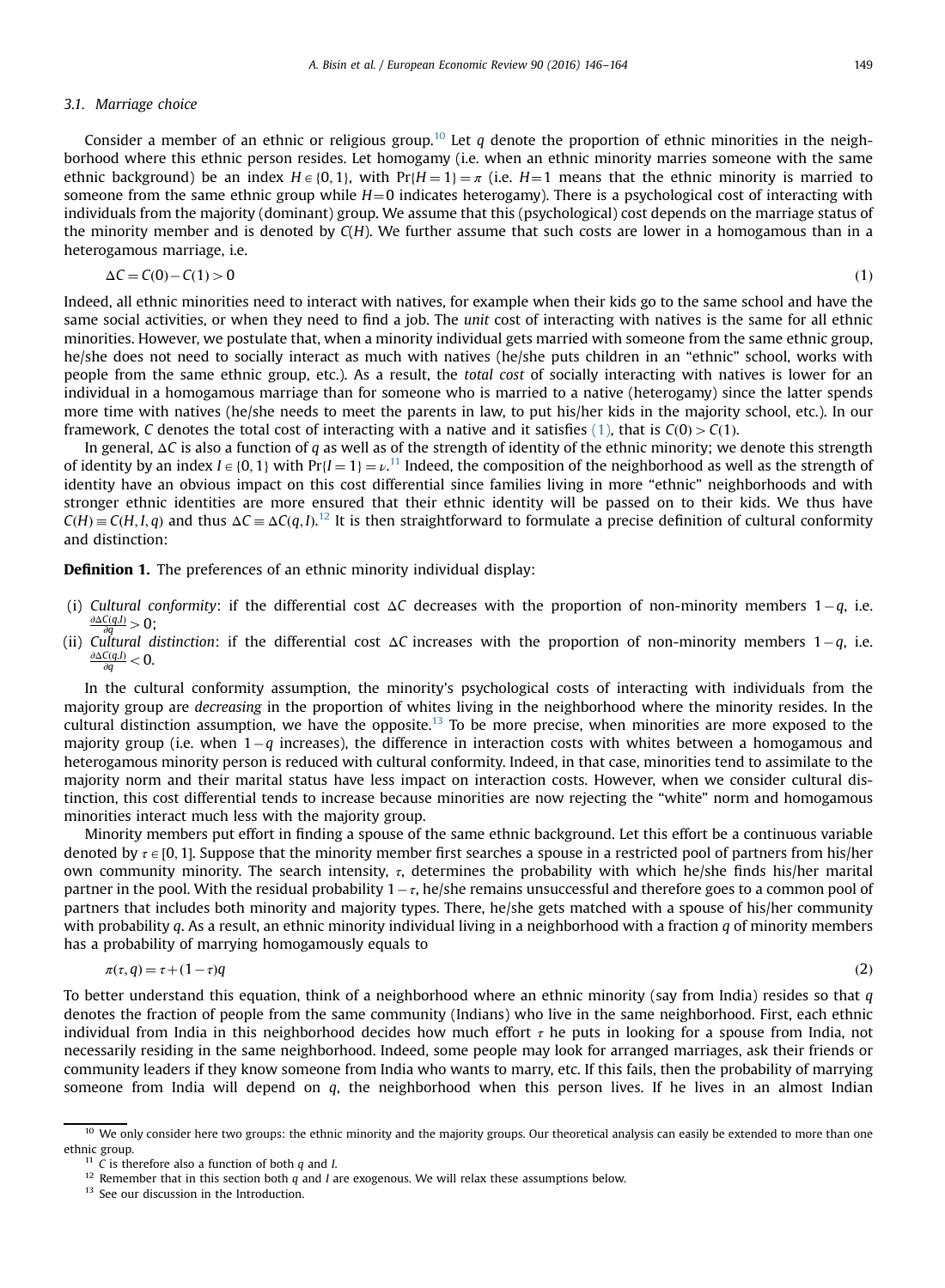### 3.1. Marriage choice

Consider a member of an ethnic or religious group.[10] Let $q$ denote the proportion of ethnic minorities in the neighborhood where this ethnic person resides. Let homogamy (i.e. when an ethnic minority marries someone with the same ethnic background) be an index $H \in \{0, 1\}$, with $\Pr\{H=1\} = \pi$ (i.e. $H=1$ means that the ethnic minority is married to someone from the same ethnic group while $H=0$ indicates heterogamy). There is a psychological cost of interacting with individuals from the majority (dominant) group. We assume that this (psychological) cost depends on the marriage status of the minority member and is denoted by $C(H)$. We further assume that such costs are lower in a homogamous than in a heterogamous marriage, i.e.

$$\Delta C = C(0) - C(1) > 0 \tag{1}$$

Indeed, all ethnic minorities need to interact with natives, for example when their kids go to the same school and have the same social activities, or when they need to find a job. The *unit* cost of interacting with natives is the same for all ethnic minorities. However, we postulate that, when a minority individual gets married with someone from the same ethnic group, he/she does not need to socially interact as much with natives (he/she puts children in an "ethnic" school, works with people from the same ethnic group, etc.). As a result, the *total cost* of socially interacting with natives is lower for an individual in a homogamous marriage than for someone who is married to a native (heterogamy) since the latter spends more time with natives (he/she needs to meet the parents in law, to put his/her kids in the majority school, etc.). In our framework, $C$ denotes the total cost of interacting with a native and it satisfies (1), that is $C(0) > C(1)$.

In general, $\Delta C$ is also a function of $q$ as well as of the strength of identity of the ethnic minority; we denote this strength of identity by an index $I \in \{0, 1\}$ with $\Pr\{I=1\} = \nu$.[11] Indeed, the composition of the neighborhood as well as the strength of identity have an obvious impact on this cost differential since families living in more "ethnic" neighborhoods and with stronger ethnic identities are more ensured that their ethnic identity will be passed on to their kids. We thus have $C(H) \equiv C(H, I, q)$ and thus $\Delta C \equiv \Delta C(q, I)$.[12] It is then straightforward to formulate a precise definition of cultural conformity and distinction:

**Definition 1.** The preferences of an ethnic minority individual display:

(i) *Cultural conformity*: if the differential cost $\Delta C$ decreases with the proportion of non-minority members $1-q$, i.e. $\frac{\partial \Delta C(q, I)}{\partial q} > 0$;

(ii) *Cultural distinction*: if the differential cost $\Delta C$ increases with the proportion of non-minority members $1-q$, i.e. $\frac{\partial \Delta C(q, I)}{\partial q} < 0$.

In the cultural conformity assumption, the minority's psychological costs of interacting with individuals from the majority group are *decreasing* in the proportion of whites living in the neighborhood where the minority resides. In the cultural distinction assumption, we have the opposite.[13] To be more precise, when minorities are more exposed to the majority group (i.e. when $1-q$ increases), the difference in interaction costs with whites between a homogamous and heterogamous minority person is reduced with cultural conformity. Indeed, in that case, minorities tend to assimilate to the majority norm and their marital status have less impact on interaction costs. However, when we consider cultural distinction, this cost differential tends to increase because minorities are now rejecting the "white" norm and homogamous minorities interact much less with the majority group.

Minority members put effort in finding a spouse of the same ethnic background. Let this effort be a continuous variable denoted by $\tau \in [0, 1]$. Suppose that the minority member first searches a spouse in a restricted pool of partners from his/her own community minority. The search intensity, $\tau$, determines the probability with which he/she finds his/her marital partner in the pool. With the residual probability $1-\tau$, he/she remains unsuccessful and therefore goes to a common pool of partners that includes both minority and majority types. There, he/she gets matched with a spouse of his/her community with probability $q$. As a result, an ethnic minority individual living in a neighborhood with a fraction $q$ of minority members has a probability of marrying homogamously equals to

$$\pi(\tau, q) = \tau + (1-\tau)q \tag{2}$$

To better understand this equation, think of a neighborhood where an ethnic minority (say from India) resides so that $q$ denotes the fraction of people from the same community (Indians) who live in the same neighborhood. First, each ethnic individual from India in this neighborhood decides how much effort $\tau$ he puts in looking for a spouse from India, not necessarily residing in the same neighborhood. Indeed, some people may look for arranged marriages, ask their friends or community leaders if they know someone from India who wants to marry, etc. If this fails, then the probability of marrying someone from India will depend on $q$, the neighborhood when this person lives. If he lives in an almost Indian

---

[10] We only consider here two groups: the ethnic minority and the majority groups. Our theoretical analysis can easily be extended to more than one ethnic group.

[11] $C$ is therefore also a function of both $q$ and $I$.

[12] Remember that in this section both $q$ and $I$ are exogenous. We will relax these assumptions below.

[13] See our discussion in the Introduction.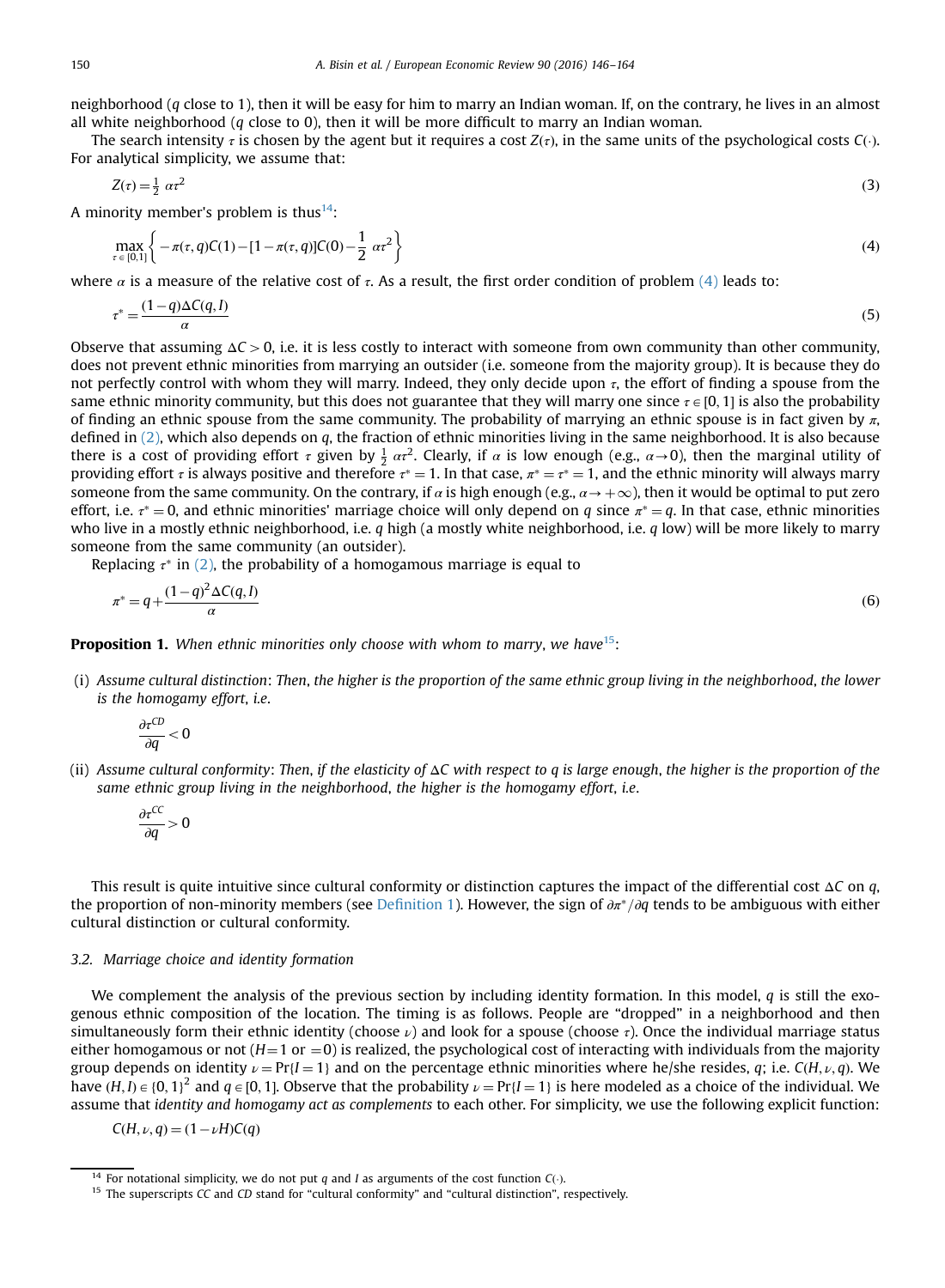neighborhood ($q$ close to 1), then it will be easy for him to marry an Indian woman. If, on the contrary, he lives in an almost all white neighborhood ($q$ close to 0), then it will be more difficult to marry an Indian woman.

The search intensity $\tau$ is chosen by the agent but it requires a cost $Z(\tau)$, in the same units of the psychological costs $C(\cdot)$. For analytical simplicity, we assume that:

$$Z(\tau) = \frac{1}{2}\,\alpha\tau^2 \tag{3}$$

A minority member's problem is thus[14]:

$$\max_{\tau \in [0,1]} \left\{ -\pi(\tau, q)C(1) - [1 - \pi(\tau, q)]C(0) - \frac{1}{2}\,\alpha\tau^2 \right\} \tag{4}$$

where $\alpha$ is a measure of the relative cost of $\tau$. As a result, the first order condition of problem (4) leads to:

$$\tau^* = \frac{(1-q)\Delta C(q, I)}{\alpha} \tag{5}$$

Observe that assuming $\Delta C > 0$, i.e. it is less costly to interact with someone from own community than other community, does not prevent ethnic minorities from marrying an outsider (i.e. someone from the majority group). It is because they do not perfectly control with whom they will marry. Indeed, they only decide upon $\tau$, the effort of finding a spouse from the same ethnic minority community, but this does not guarantee that they will marry one since $\tau \in [0, 1]$ is also the probability of finding an ethnic spouse from the same community. The probability of marrying an ethnic spouse is in fact given by $\pi$, defined in (2), which also depends on $q$, the fraction of ethnic minorities living in the same neighborhood. It is also because there is a cost of providing effort $\tau$ given by $\frac{1}{2}\,\alpha\tau^2$. Clearly, if $\alpha$ is low enough (e.g., $\alpha \to 0$), then the marginal utility of providing effort $\tau$ is always positive and therefore $\tau^* = 1$. In that case, $\pi^* = \tau^* = 1$, and the ethnic minority will always marry someone from the same community. On the contrary, if $\alpha$ is high enough (e.g., $\alpha \to +\infty$), then it would be optimal to put zero effort, i.e. $\tau^* = 0$, and ethnic minorities' marriage choice will only depend on $q$ since $\pi^* = q$. In that case, ethnic minorities who live in a mostly ethnic neighborhood, i.e. $q$ high (a mostly white neighborhood, i.e. $q$ low) will be more likely to marry someone from the same community (an outsider).

Replacing $\tau^*$ in (2), the probability of a homogamous marriage is equal to

$$\pi^* = q + \frac{(1-q)^2 \Delta C(q, I)}{\alpha} \tag{6}$$

**Proposition 1.** *When ethnic minorities only choose with whom to marry, we have*[15]:

(i) *Assume cultural distinction: Then, the higher is the proportion of the same ethnic group living in the neighborhood, the lower is the homogamy effort, i.e.*

$$\frac{\partial \tau^{CD}}{\partial q} < 0$$

(ii) *Assume cultural conformity: Then, if the elasticity of $\Delta C$ with respect to $q$ is large enough, the higher is the proportion of the same ethnic group living in the neighborhood, the higher is the homogamy effort, i.e.*

$$\frac{\partial \tau^{CC}}{\partial q} > 0$$

This result is quite intuitive since cultural conformity or distinction captures the impact of the differential cost $\Delta C$ on $q$, the proportion of non-minority members (see Definition 1). However, the sign of $\partial\pi^*/\partial q$ tends to be ambiguous with either cultural distinction or cultural conformity.

### 3.2. Marriage choice and identity formation

We complement the analysis of the previous section by including identity formation. In this model, $q$ is still the exogenous ethnic composition of the location. The timing is as follows. People are "dropped" in a neighborhood and then simultaneously form their ethnic identity (choose $\nu$) and look for a spouse (choose $\tau$). Once the individual marriage status either homogamous or not ($H = 1$ or $= 0$) is realized, the psychological cost of interacting with individuals from the majority group depends on identity $\nu = \Pr\{I = 1\}$ and on the percentage ethnic minorities where he/she resides, $q$; i.e. $C(H, \nu, q)$. We have $(H, I) \in \{0, 1\}^2$ and $q \in [0, 1]$. Observe that the probability $\nu = \Pr\{I = 1\}$ is here modeled as a choice of the individual. We assume that *identity and homogamy act as complements* to each other. For simplicity, we use the following explicit function:

$$C(H, \nu, q) = (1 - \nu H)C(q)$$

[14] For notational simplicity, we do not put $q$ and $I$ as arguments of the cost function $C(\cdot)$.

[15] The superscripts $CC$ and $CD$ stand for "cultural conformity" and "cultural distinction", respectively.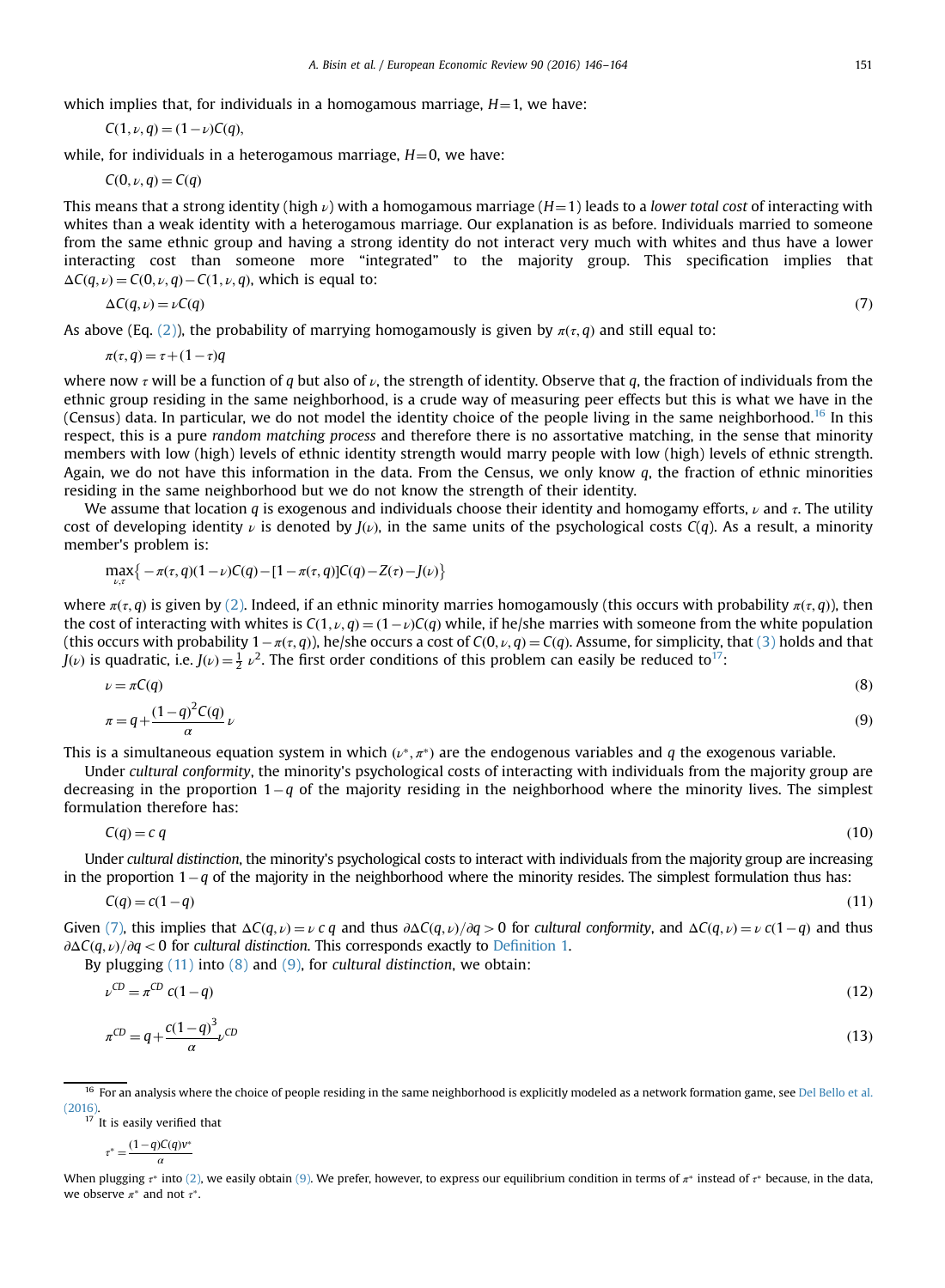which implies that, for individuals in a homogamous marriage, $H=1$, we have:

$$C(1,\nu,q)=(1-\nu)C(q),$$

while, for individuals in a heterogamous marriage, $H=0$, we have:

$$C(0,\nu,q)=C(q)$$

This means that a strong identity (high $\nu$) with a homogamous marriage ($H=1$) leads to a *lower total cost* of interacting with whites than a weak identity with a heterogamous marriage. Our explanation is as before. Individuals married to someone from the same ethnic group and having a strong identity do not interact very much with whites and thus have a lower interacting cost than someone more "integrated" to the majority group. This specification implies that $\Delta C(q,\nu)=C(0,\nu,q)-C(1,\nu,q)$, which is equal to:

$$\Delta C(q,\nu)=\nu C(q) \tag{7}$$

As above (Eq. (2)), the probability of marrying homogamously is given by $\pi(\tau,q)$ and still equal to:

$$\pi(\tau,q)=\tau+(1-\tau)q$$

where now $\tau$ will be a function of $q$ but also of $\nu$, the strength of identity. Observe that $q$, the fraction of individuals from the ethnic group residing in the same neighborhood, is a crude way of measuring peer effects but this is what we have in the (Census) data. In particular, we do not model the identity choice of the people living in the same neighborhood.[16] In this respect, this is a pure *random matching process* and therefore there is no assortative matching, in the sense that minority members with low (high) levels of ethnic identity strength would marry people with low (high) levels of ethnic strength. Again, we do not have this information in the data. From the Census, we only know $q$, the fraction of ethnic minorities residing in the same neighborhood but we do not know the strength of their identity.

We assume that location $q$ is exogenous and individuals choose their identity and homogamy efforts, $\nu$ and $\tau$. The utility cost of developing identity $\nu$ is denoted by $J(\nu)$, in the same units of the psychological costs $C(q)$. As a result, a minority member's problem is:

$$\max_{\nu,\tau}\left\{-\pi(\tau,q)(1-\nu)C(q)-[1-\pi(\tau,q)]C(q)-Z(\tau)-J(\nu)\right\}$$

where $\pi(\tau,q)$ is given by (2). Indeed, if an ethnic minority marries homogamously (this occurs with probability $\pi(\tau,q)$), then the cost of interacting with whites is $C(1,\nu,q)=(1-\nu)C(q)$ while, if he/she marries with someone from the white population (this occurs with probability $1-\pi(\tau,q)$), he/she occurs a cost of $C(0,\nu,q)=C(q)$. Assume, for simplicity, that (3) holds and that $J(\nu)$ is quadratic, i.e. $J(\nu)=\frac{1}{2}\nu^2$. The first order conditions of this problem can easily be reduced to[17]:

$$\nu=\pi C(q) \tag{8}$$

$$\pi=q+\frac{(1-q)^2C(q)}{\alpha}\nu \tag{9}$$

This is a simultaneous equation system in which $(\nu^*,\pi^*)$ are the endogenous variables and $q$ the exogenous variable.

Under *cultural conformity*, the minority's psychological costs of interacting with individuals from the majority group are decreasing in the proportion $1-q$ of the majority residing in the neighborhood where the minority lives. The simplest formulation therefore has:

$$C(q)=c\,q \tag{10}$$

Under *cultural distinction*, the minority's psychological costs to interact with individuals from the majority group are increasing in the proportion $1-q$ of the majority in the neighborhood where the minority resides. The simplest formulation thus has:

$$C(q)=c(1-q) \tag{11}$$

Given (7), this implies that $\Delta C(q,\nu)=\nu\,c\,q$ and thus $\partial\Delta C(q,\nu)/\partial q>0$ for *cultural conformity*, and $\Delta C(q,\nu)=\nu\,c(1-q)$ and thus $\partial\Delta C(q,\nu)/\partial q<0$ for *cultural distinction*. This corresponds exactly to Definition 1.

By plugging (11) into (8) and (9), for *cultural distinction*, we obtain:

$$\nu^{CD}=\pi^{CD}\,c(1-q) \tag{12}$$

$$\pi^{CD}=q+\frac{c(1-q)^3}{\alpha}\nu^{CD} \tag{13}$$

---

[16] For an analysis where the choice of people residing in the same neighborhood is explicitly modeled as a network formation game, see Del Bello et al. (2016).

[17] It is easily verified that

$$\tau^*=\frac{(1-q)C(q)\nu^*}{\alpha}$$

When plugging $\tau^*$ into (2), we easily obtain (9). We prefer, however, to express our equilibrium condition in terms of $\pi^*$ instead of $\tau^*$ because, in the data, we observe $\pi^*$ and not $\tau^*$.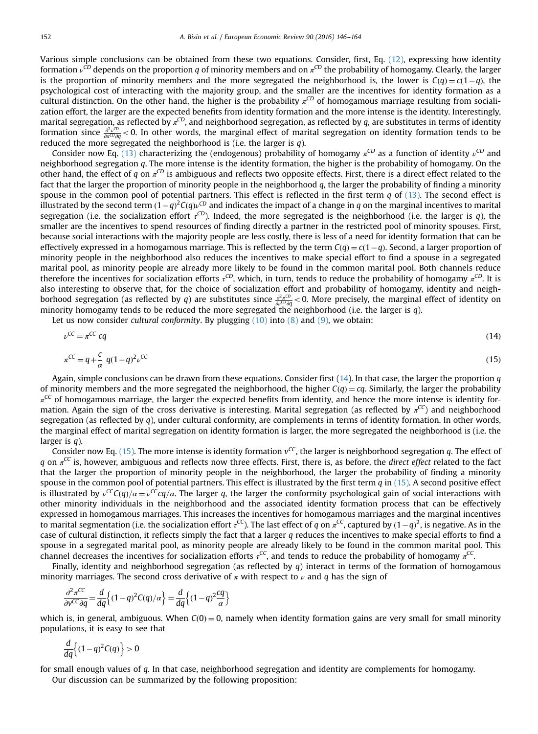Various simple conclusions can be obtained from these two equations. Consider, first, Eq. (12), expressing how identity formation $\nu^{CD}$ depends on the proportion $q$ of minority members and on $\pi^{CD}$ the probability of homogamy. Clearly, the larger is the proportion of minority members and the more segregated the neighborhood is, the lower is $C(q) = c(1-q)$, the psychological cost of interacting with the majority group, and the smaller are the incentives for identity formation as a cultural distinction. On the other hand, the higher is the probability $\pi^{CD}$ of homogamous marriage resulting from socialization effort, the larger are the expected benefits from identity formation and the more intense is the identity. Interestingly, marital segregation, as reflected by $\pi^{CD}$, and neighborhood segregation, as reflected by $q$, are substitutes in terms of identity formation since $\frac{\partial^2 \nu^{CD}}{\partial \pi^{CD} \partial q} < 0$. In other words, the marginal effect of marital segregation on identity formation tends to be reduced the more segregated the neighborhood is (i.e. the larger is $q$).

Consider now Eq. (13) characterizing the (endogenous) probability of homogamy $\pi^{CD}$ as a function of identity $\nu^{CD}$ and neighborhood segregation $q$. The more intense is the identity formation, the higher is the probability of homogamy. On the other hand, the effect of $q$ on $\pi^{CD}$ is ambiguous and reflects two opposite effects. First, there is a direct effect related to the fact that the larger the proportion of minority people in the neighborhood $q$, the larger the probability of finding a minority spouse in the common pool of potential partners. This effect is reflected in the first term $q$ of (13). The second effect is illustrated by the second term $(1-q)^2 C(q) \nu^{CD}$ and indicates the impact of a change in $q$ on the marginal incentives to marital segregation (i.e. the socialization effort $\tau^{CD}$). Indeed, the more segregated is the neighborhood (i.e. the larger is $q$), the smaller are the incentives to spend resources of finding directly a partner in the restricted pool of minority spouses. First, because social interactions with the majority people are less costly, there is less of a need for identity formation that can be effectively expressed in a homogamous marriage. This is reflected by the term $C(q) = c(1-q)$. Second, a larger proportion of minority people in the neighborhood also reduces the incentives to make special effort to find a spouse in a segregated marital pool, as minority people are already more likely to be found in the common marital pool. Both channels reduce therefore the incentives for socialization efforts $\tau^{CD}$, which, in turn, tends to reduce the probability of homogamy $\pi^{CD}$. It is also interesting to observe that, for the choice of socialization effort and probability of homogamy, identity and neighborhood segregation (as reflected by $q$) are substitutes since $\frac{\partial^2 \pi^{CD}}{\partial \nu^{CD} \partial q} < 0$. More precisely, the marginal effect of identity on minority homogamy tends to be reduced the more segregated the neighborhood (i.e. the larger is $q$).

Let us now consider *cultural conformity*. By plugging (10) into (8) and (9), we obtain:

$$\nu^{CC} = \pi^{CC} cq \tag{14}$$

$$\pi^{CC} = q + \frac{c}{\alpha} \; q(1-q)^2 \nu^{CC} \tag{15}$$

Again, simple conclusions can be drawn from these equations. Consider first (14). In that case, the larger the proportion $q$ of minority members and the more segregated the neighborhood, the higher $C(q) = cq$. Similarly, the larger the probability $\pi^{CC}$ of homogamous marriage, the larger the expected benefits from identity, and hence the more intense is identity formation. Again the sign of the cross derivative is interesting. Marital segregation (as reflected by $\pi^{CC}$) and neighborhood segregation (as reflected by $q$), under cultural conformity, are complements in terms of identity formation. In other words, the marginal effect of marital segregation on identity formation is larger, the more segregated the neighborhood is (i.e. the larger is $q$).

Consider now Eq. (15). The more intense is identity formation $\nu^{CC}$, the larger is neighborhood segregation $q$. The effect of $q$ on $\pi^{CC}$ is, however, ambiguous and reflects now three effects. First, there is, as before, the *direct effect* related to the fact that the larger the proportion of minority people in the neighborhood, the larger the probability of finding a minority spouse in the common pool of potential partners. This effect is illustrated by the first term $q$ in (15). A second positive effect is illustrated by $\nu^{CC} C(q)/\alpha = \nu^{CC} cq/\alpha$. The larger $q$, the larger the conformity psychological gain of social interactions with other minority individuals in the neighborhood and the associated identity formation process that can be effectively expressed in homogamous marriages. This increases the incentives for homogamous marriages and the marginal incentives to marital segmentation (i.e. the socialization effort $\tau^{CC}$). The last effect of $q$ on $\pi^{CC}$, captured by $(1-q)^2$, is negative. As in the case of cultural distinction, it reflects simply the fact that a larger $q$ reduces the incentives to make special efforts to find a spouse in a segregated marital pool, as minority people are already likely to be found in the common marital pool. This channel decreases the incentives for socialization efforts $\tau^{CC}$, and tends to reduce the probability of homogamy $\pi^{CC}$.

Finally, identity and neighborhood segregation (as reflected by $q$) interact in terms of the formation of homogamous minority marriages. The second cross derivative of $\pi$ with respect to $\nu$ and $q$ has the sign of

$$\frac{\partial^2 \pi^{CC}}{\partial \nu^{CC} \partial q} = \frac{d}{dq}\left\{(1-q)^2 C(q)/\alpha\right\} = \frac{d}{dq}\left\{(1-q)^2 \frac{cq}{\alpha}\right\}$$

which is, in general, ambiguous. When $C(0) = 0$, namely when identity formation gains are very small for small minority populations, it is easy to see that

$$\frac{d}{dq}\left\{(1-q)^2 C(q)\right\} > 0$$

for small enough values of $q$. In that case, neighborhood segregation and identity are complements for homogamy.

Our discussion can be summarized by the following proposition: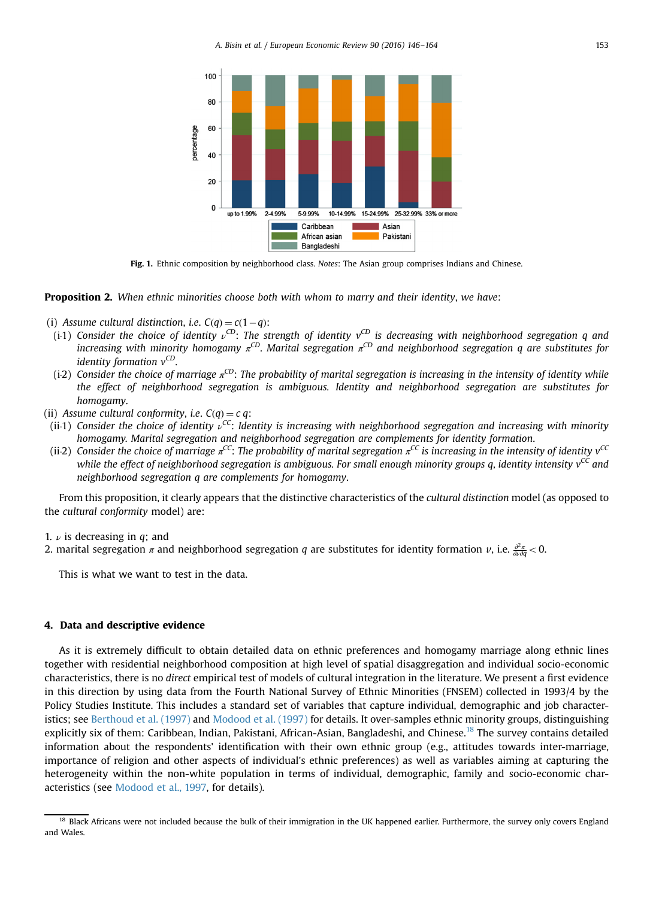**Fig. 1.** Ethnic composition by neighborhood class. *Notes*: The Asian group comprises Indians and Chinese.

**Proposition 2.** *When ethnic minorities choose both with whom to marry and their identity*, *we have*:

(i) *Assume cultural distinction*, *i.e.* $C(q) = c(1-q)$:

(i·1) *Consider the choice of identity* $\nu^{CD}$: *The strength of identity* $v^{CD}$ *is decreasing with neighborhood segregation* $q$ *and increasing with minority homogamy* $\pi^{CD}$. *Marital segregation* $\pi^{CD}$ *and neighborhood segregation* $q$ *are substitutes for identity formation* $v^{CD}$.

(i·2) *Consider the choice of marriage* $\pi^{CD}$: *The probability of marital segregation is increasing in the intensity of identity while the effect of neighborhood segregation is ambiguous. Identity and neighborhood segregation are substitutes for homogamy.*

(ii) *Assume cultural conformity*, *i.e.* $C(q) = c\,q$:

(ii·1) *Consider the choice of identity* $\nu^{CC}$: *Identity is increasing with neighborhood segregation and increasing with minority homogamy. Marital segregation and neighborhood segregation are complements for identity formation.*

(ii·2) *Consider the choice of marriage* $\pi^{CC}$: *The probability of marital segregation* $\pi^{CC}$ *is increasing in the intensity of identity* $v^{CC}$ *while the effect of neighborhood segregation is ambiguous. For small enough minority groups* $q$, *identity intensity* $v^{CC}$ *and neighborhood segregation* $q$ *are complements for homogamy.*

From this proposition, it clearly appears that the distinctive characteristics of the *cultural distinction* model (as opposed to the *cultural conformity* model) are:

1. $\nu$ is decreasing in $q$; and
2. marital segregation $\pi$ and neighborhood segregation $q$ are substitutes for identity formation $\nu$, i.e. $\frac{\partial^2 \pi}{\partial \nu \partial q} < 0$.

This is what we want to test in the data.

## 4. Data and descriptive evidence

As it is extremely difficult to obtain detailed data on ethnic preferences and homogamy marriage along ethnic lines together with residential neighborhood composition at high level of spatial disaggregation and individual socio-economic characteristics, there is no *direct* empirical test of models of cultural integration in the literature. We present a first evidence in this direction by using data from the Fourth National Survey of Ethnic Minorities (FNSEM) collected in 1993/4 by the Policy Studies Institute. This includes a standard set of variables that capture individual, demographic and job characteristics; see Berthoud et al. (1997) and Modood et al. (1997) for details. It over-samples ethnic minority groups, distinguishing explicitly six of them: Caribbean, Indian, Pakistani, African-Asian, Bangladeshi, and Chinese.[18] The survey contains detailed information about the respondents' identification with their own ethnic group (e.g., attitudes towards inter-marriage, importance of religion and other aspects of individual's ethnic preferences) as well as variables aiming at capturing the heterogeneity within the non-white population in terms of individual, demographic, family and socio-economic characteristics (see Modood et al., 1997, for details).

[18] Black Africans were not included because the bulk of their immigration in the UK happened earlier. Furthermore, the survey only covers England and Wales.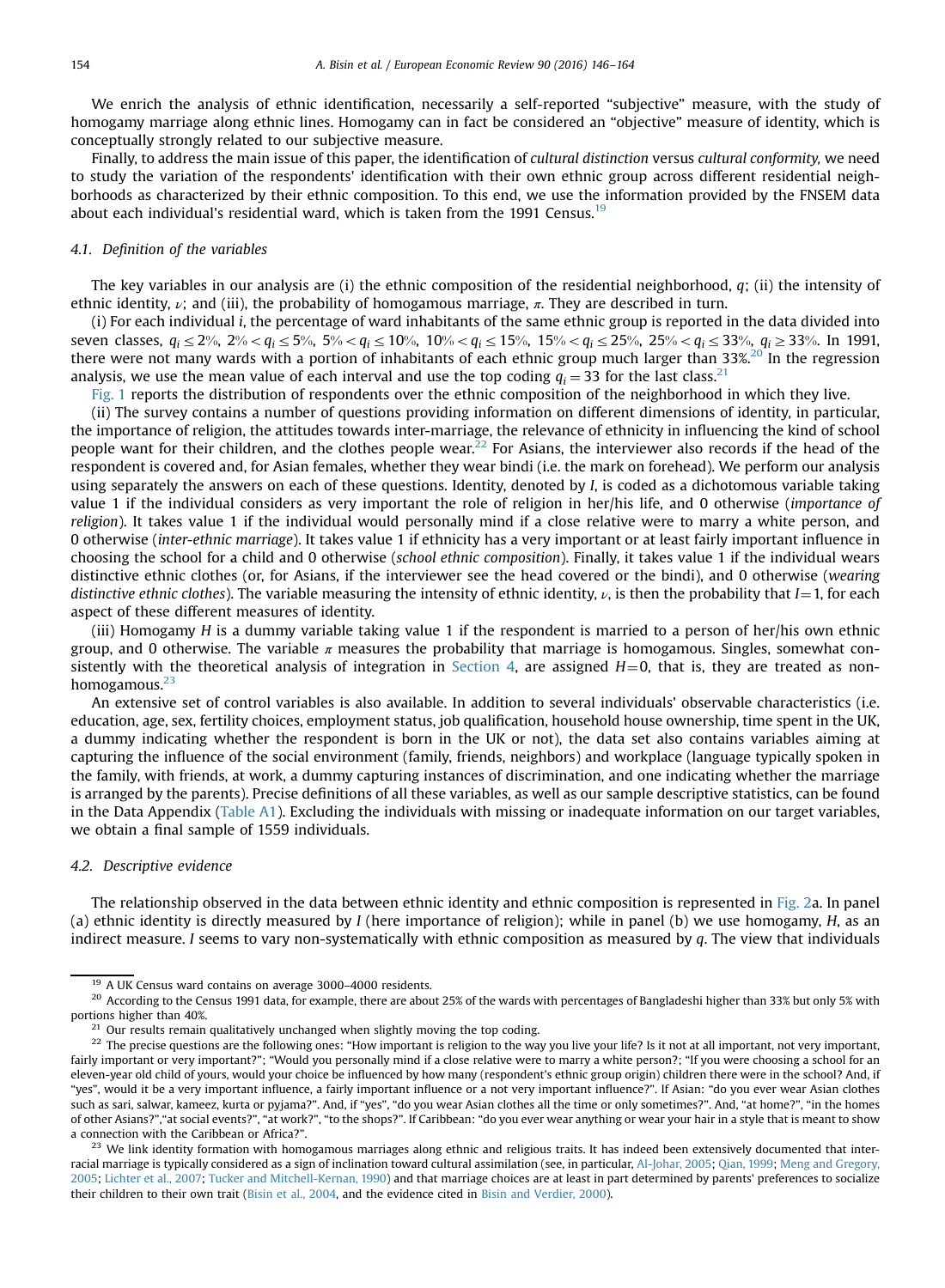We enrich the analysis of ethnic identification, necessarily a self-reported "subjective" measure, with the study of homogamy marriage along ethnic lines. Homogamy can in fact be considered an "objective" measure of identity, which is conceptually strongly related to our subjective measure.

Finally, to address the main issue of this paper, the identification of *cultural distinction* versus *cultural conformity,* we need to study the variation of the respondents' identification with their own ethnic group across different residential neighborhoods as characterized by their ethnic composition. To this end, we use the information provided by the FNSEM data about each individual's residential ward, which is taken from the 1991 Census.[19]

### 4.1. Definition of the variables

The key variables in our analysis are (i) the ethnic composition of the residential neighborhood, $q$; (ii) the intensity of ethnic identity, $\nu$; and (iii), the probability of homogamous marriage, $\pi$. They are described in turn.

(i) For each individual $i$, the percentage of ward inhabitants of the same ethnic group is reported in the data divided into seven classes, $q_i \leq 2\%$, $2\% < q_i \leq 5\%$, $5\% < q_i \leq 10\%$, $10\% < q_i \leq 15\%$, $15\% < q_i \leq 25\%$, $25\% < q_i \leq 33\%$, $q_i \geq 33\%$. In 1991, there were not many wards with a portion of inhabitants of each ethnic group much larger than 33%.[20] In the regression analysis, we use the mean value of each interval and use the top coding $q_i = 33$ for the last class.[21]

Fig. 1 reports the distribution of respondents over the ethnic composition of the neighborhood in which they live.

(ii) The survey contains a number of questions providing information on different dimensions of identity, in particular, the importance of religion, the attitudes towards inter-marriage, the relevance of ethnicity in influencing the kind of school people want for their children, and the clothes people wear.[22] For Asians, the interviewer also records if the head of the respondent is covered and, for Asian females, whether they wear bindi (i.e. the mark on forehead). We perform our analysis using separately the answers on each of these questions. Identity, denoted by $I$, is coded as a dichotomous variable taking value 1 if the individual considers as very important the role of religion in her/his life, and 0 otherwise (*importance of religion*). It takes value 1 if the individual would personally mind if a close relative were to marry a white person, and 0 otherwise (*inter-ethnic marriage*). It takes value 1 if ethnicity has a very important or at least fairly important influence in choosing the school for a child and 0 otherwise (*school ethnic composition*). Finally, it takes value 1 if the individual wears distinctive ethnic clothes (or, for Asians, if the interviewer see the head covered or the bindi), and 0 otherwise (*wearing distinctive ethnic clothes*). The variable measuring the intensity of ethnic identity, $\nu$, is then the probability that $I = 1$, for each aspect of these different measures of identity.

(iii) Homogamy $H$ is a dummy variable taking value 1 if the respondent is married to a person of her/his own ethnic group, and 0 otherwise. The variable $\pi$ measures the probability that marriage is homogamous. Singles, somewhat consistently with the theoretical analysis of integration in Section 4, are assigned $H = 0$, that is, they are treated as non-homogamous.[23]

An extensive set of control variables is also available. In addition to several individuals' observable characteristics (i.e. education, age, sex, fertility choices, employment status, job qualification, household house ownership, time spent in the UK, a dummy indicating whether the respondent is born in the UK or not), the data set also contains variables aiming at capturing the influence of the social environment (family, friends, neighbors) and workplace (language typically spoken in the family, with friends, at work, a dummy capturing instances of discrimination, and one indicating whether the marriage is arranged by the parents). Precise definitions of all these variables, as well as our sample descriptive statistics, can be found in the Data Appendix (Table A1). Excluding the individuals with missing or inadequate information on our target variables, we obtain a final sample of 1559 individuals.

### 4.2. Descriptive evidence

The relationship observed in the data between ethnic identity and ethnic composition is represented in Fig. 2a. In panel (a) ethnic identity is directly measured by $I$ (here importance of religion); while in panel (b) we use homogamy, $H$, as an indirect measure. $I$ seems to vary non-systematically with ethnic composition as measured by $q$. The view that individuals

---

[19] A UK Census ward contains on average 3000–4000 residents.

[20] According to the Census 1991 data, for example, there are about 25% of the wards with percentages of Bangladeshi higher than 33% but only 5% with portions higher than 40%.

[21] Our results remain qualitatively unchanged when slightly moving the top coding.

[22] The precise questions are the following ones: "How important is religion to the way you live your life? Is it not at all important, not very important, fairly important or very important?"; "Would you personally mind if a close relative were to marry a white person?; "If you were choosing a school for an eleven-year old child of yours, would your choice be influenced by how many (respondent's ethnic group origin) children there were in the school? And, if "yes", would it be a very important influence, a fairly important influence or a not very important influence?". If Asian: "do you ever wear Asian clothes such as sari, salwar, kameez, kurta or pyjama?". And, if "yes", "do you wear Asian clothes all the time or only sometimes?". And, "at home?", "in the homes of other Asians?","at social events?", "at work?", "to the shops?". If Caribbean: "do you ever wear anything or wear your hair in a style that is meant to show a connection with the Caribbean or Africa?".

[23] We link identity formation with homogamous marriages along ethnic and religious traits. It has indeed been extensively documented that interracial marriage is typically considered as a sign of inclination toward cultural assimilation (see, in particular, Al-Johar, 2005; Qian, 1999; Meng and Gregory, 2005; Lichter et al., 2007; Tucker and Mitchell-Kernan, 1990) and that marriage choices are at least in part determined by parents' preferences to socialize their children to their own trait (Bisin et al., 2004, and the evidence cited in Bisin and Verdier, 2000).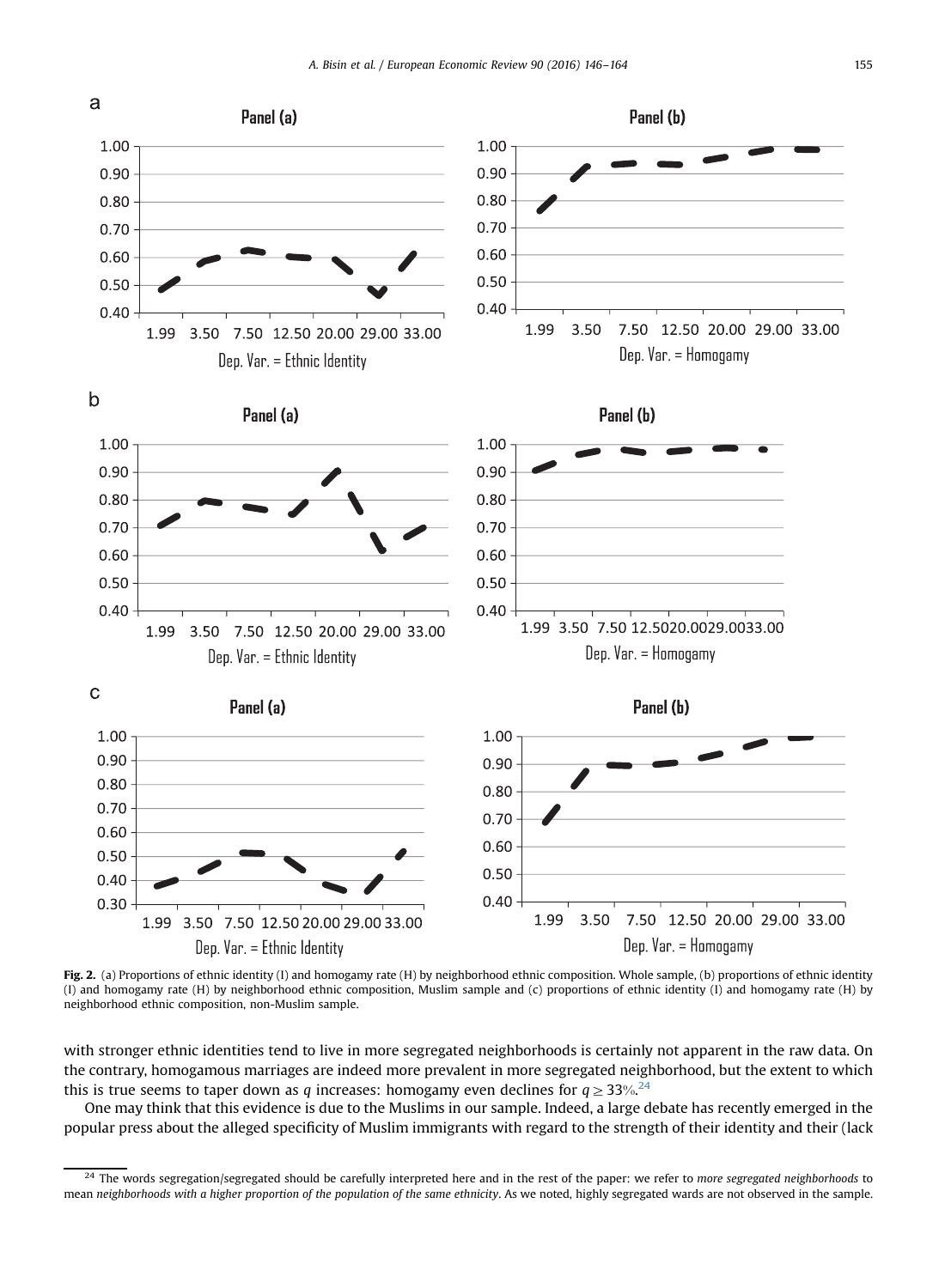**Fig. 2.** (a) Proportions of ethnic identity (I) and homogamy rate (H) by neighborhood ethnic composition. Whole sample, (b) proportions of ethnic identity (I) and homogamy rate (H) by neighborhood ethnic composition, Muslim sample and (c) proportions of ethnic identity (I) and homogamy rate (H) by neighborhood ethnic composition, non-Muslim sample.

with stronger ethnic identities tend to live in more segregated neighborhoods is certainly not apparent in the raw data. On the contrary, homogamous marriages are indeed more prevalent in more segregated neighborhood, but the extent to which this is true seems to taper down as $q$ increases: homogamy even declines for $q \geq 33\%$.[24]

One may think that this evidence is due to the Muslims in our sample. Indeed, a large debate has recently emerged in the popular press about the alleged specificity of Muslim immigrants with regard to the strength of their identity and their (lack

[24] The words segregation/segregated should be carefully interpreted here and in the rest of the paper: we refer to *more segregated neighborhoods* to mean *neighborhoods with a higher proportion of the population of the same ethnicity*. As we noted, highly segregated wards are not observed in the sample.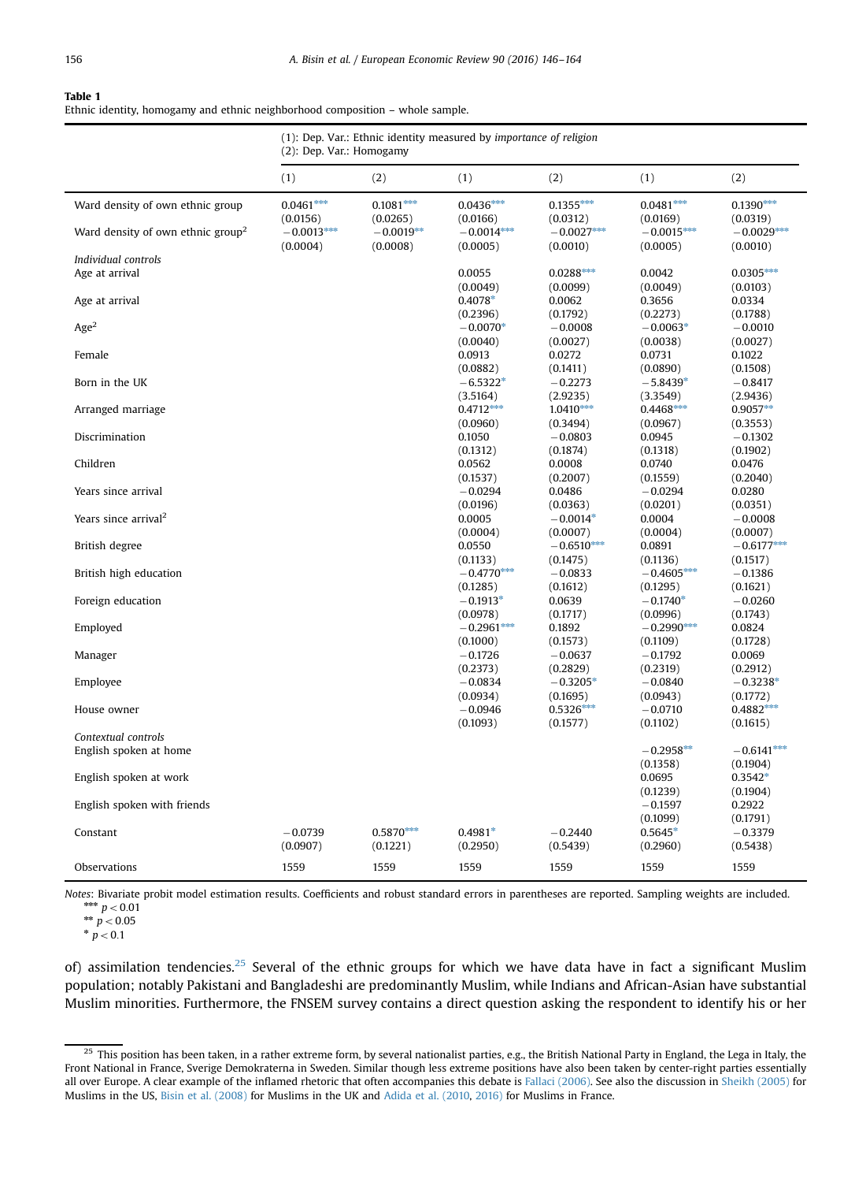**Table 1**
Ethnic identity, homogamy and ethnic neighborhood composition – whole sample.

| | (1): Dep. Var.: Ethnic identity measured by *importance of religion* (2): Dep. Var.: Homogamy | | | | | |
|---|---|---|---|---|---|---|
| | (1) | (2) | (1) | (2) | (1) | (2) |
| Ward density of own ethnic group | 0.0461*** | 0.1081*** | 0.0436*** | 0.1355*** | 0.0481*** | 0.1390*** |
| | (0.0156) | (0.0265) | (0.0166) | (0.0312) | (0.0169) | (0.0319) |
| Ward density of own ethnic group$^2$ | −0.0013*** | −0.0019** | −0.0014*** | −0.0027*** | −0.0015*** | −0.0029*** |
| | (0.0004) | (0.0008) | (0.0005) | (0.0010) | (0.0005) | (0.0010) |
| *Individual controls* | | | | | | |
| Age at arrival | | | 0.0055 | 0.0288*** | 0.0042 | 0.0305*** |
| | | | (0.0049) | (0.0099) | (0.0049) | (0.0103) |
| Age at arrival | | | 0.4078* | 0.0062 | 0.3656 | 0.0334 |
| | | | (0.2396) | (0.1792) | (0.2273) | (0.1788) |
| Age$^2$ | | | −0.0070* | −0.0008 | −0.0063* | −0.0010 |
| | | | (0.0040) | (0.0027) | (0.0038) | (0.0027) |
| Female | | | 0.0913 | 0.0272 | 0.0731 | 0.1022 |
| | | | (0.0882) | (0.1411) | (0.0890) | (0.1508) |
| Born in the UK | | | −6.5322* | −0.2273 | −5.8439* | −0.8417 |
| | | | (3.5164) | (2.9235) | (3.3549) | (2.9436) |
| Arranged marriage | | | 0.4712*** | 1.0410*** | 0.4468*** | 0.9057** |
| | | | (0.0960) | (0.3494) | (0.0967) | (0.3553) |
| Discrimination | | | 0.1050 | −0.0803 | 0.0945 | −0.1302 |
| | | | (0.1312) | (0.1874) | (0.1318) | (0.1902) |
| Children | | | 0.0562 | 0.0008 | 0.0740 | 0.0476 |
| | | | (0.1537) | (0.2007) | (0.1559) | (0.2040) |
| Years since arrival | | | −0.0294 | 0.0486 | −0.0294 | 0.0280 |
| | | | (0.0196) | (0.0363) | (0.0201) | (0.0351) |
| Years since arrival$^2$ | | | 0.0005 | −0.0014* | 0.0004 | −0.0008 |
| | | | (0.0004) | (0.0007) | (0.0004) | (0.0007) |
| British degree | | | 0.0550 | −0.6510*** | 0.0891 | −0.6177*** |
| | | | (0.1133) | (0.1475) | (0.1136) | (0.1517) |
| British high education | | | −0.4770*** | −0.0833 | −0.4605*** | −0.1386 |
| | | | (0.1285) | (0.1612) | (0.1295) | (0.1621) |
| Foreign education | | | −0.1913* | 0.0639 | −0.1740* | −0.0260 |
| | | | (0.0978) | (0.1717) | (0.0996) | (0.1743) |
| Employed | | | −0.2961*** | 0.1892 | −0.2990*** | 0.0824 |
| | | | (0.1000) | (0.1573) | (0.1109) | (0.1728) |
| Manager | | | −0.1726 | −0.0637 | −0.1792 | 0.0069 |
| | | | (0.2373) | (0.2829) | (0.2319) | (0.2912) |
| Employee | | | −0.0834 | −0.3205* | −0.0840 | −0.3238* |
| | | | (0.0934) | (0.1695) | (0.0943) | (0.1772) |
| House owner | | | −0.0946 | 0.5326*** | −0.0710 | 0.4882*** |
| | | | (0.1093) | (0.1577) | (0.1102) | (0.1615) |
| *Contextual controls* | | | | | | |
| English spoken at home | | | | | −0.2958** | −0.6141*** |
| | | | | | (0.1358) | (0.1904) |
| English spoken at work | | | | | 0.0695 | 0.3542* |
| | | | | | (0.1239) | (0.1904) |
| English spoken with friends | | | | | −0.1597 | 0.2922 |
| | | | | | (0.1099) | (0.1791) |
| Constant | −0.0739 | 0.5870*** | 0.4981* | −0.2440 | 0.5645* | −0.3379 |
| | (0.0907) | (0.1221) | (0.2950) | (0.5439) | (0.2960) | (0.5438) |
| Observations | 1559 | 1559 | 1559 | 1559 | 1559 | 1559 |

*Notes*: Bivariate probit model estimation results. Coefficients and robust standard errors in parentheses are reported. Sampling weights are included.
*** $p < 0.01$
** $p < 0.05$
* $p < 0.1$

of) assimilation tendencies.[25] Several of the ethnic groups for which we have data have in fact a significant Muslim population; notably Pakistani and Bangladeshi are predominantly Muslim, while Indians and African-Asian have substantial Muslim minorities. Furthermore, the FNSEM survey contains a direct question asking the respondent to identify his or her

[25] This position has been taken, in a rather extreme form, by several nationalist parties, e.g., the British National Party in England, the Lega in Italy, the Front National in France, Sverige Demokraterna in Sweden. Similar though less extreme positions have also been taken by center-right parties essentially all over Europe. A clear example of the inflamed rhetoric that often accompanies this debate is Fallaci (2006). See also the discussion in Sheikh (2005) for Muslims in the US, Bisin et al. (2008) for Muslims in the UK and Adida et al. (2010, 2016) for Muslims in France.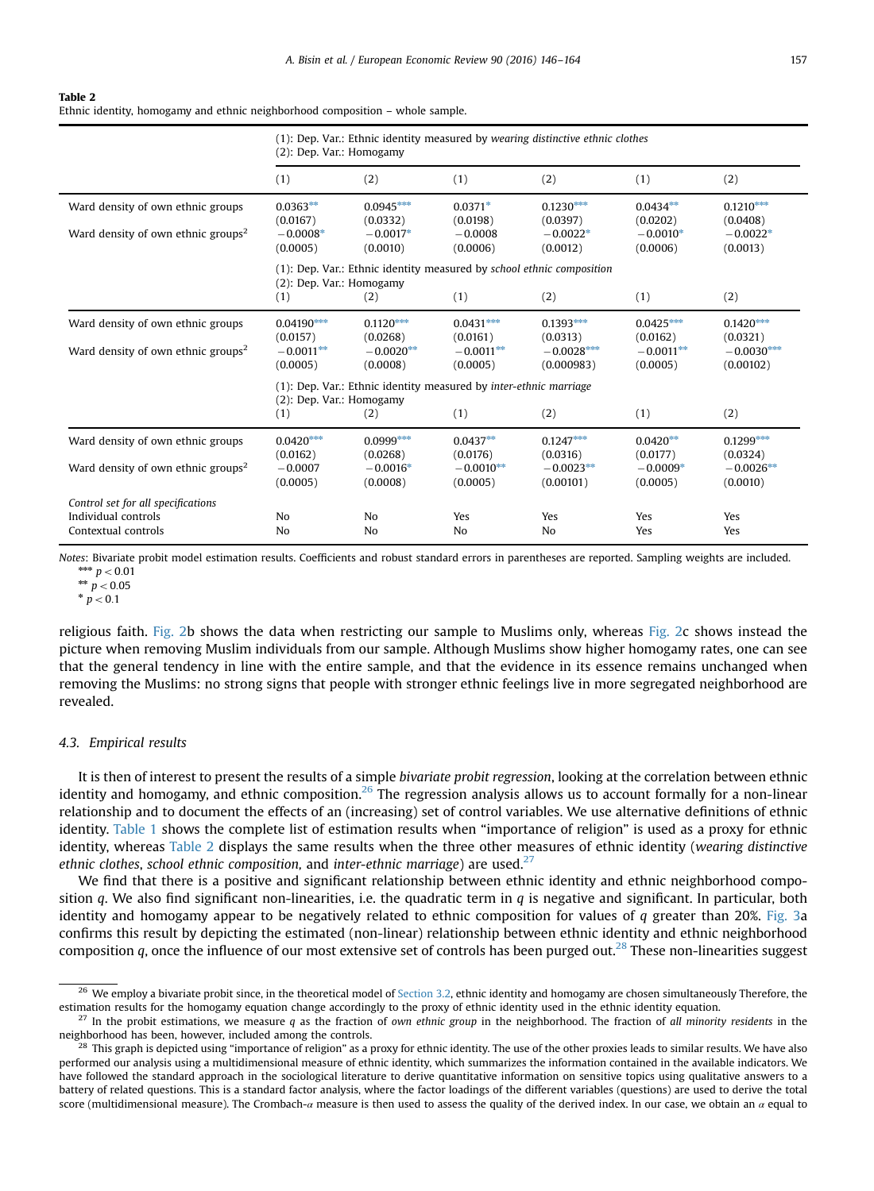**Table 2**
Ethnic identity, homogamy and ethnic neighborhood composition – whole sample.

| | (1): Dep. Var.: Ethnic identity measured by *wearing distinctive ethnic clothes* (2): Dep. Var.: Homogamy | | | | | |
|---|---|---|---|---|---|---|
| | (1) | (2) | (1) | (2) | (1) | (2) |
| Ward density of own ethnic groups | 0.0363** | 0.0945*** | 0.0371* | 0.1230*** | 0.0434** | 0.1210*** |
| | (0.0167) | (0.0332) | (0.0198) | (0.0397) | (0.0202) | (0.0408) |
| Ward density of own ethnic groups$^2$ | −0.0008* | −0.0017* | −0.0008 | −0.0022* | −0.0010* | −0.0022* |
| | (0.0005) | (0.0010) | (0.0006) | (0.0012) | (0.0006) | (0.0013) |
| | (1): Dep. Var.: Ethnic identity measured by *school ethnic composition* (2): Dep. Var.: Homogamy | | | | | |
| | (1) | (2) | (1) | (2) | (1) | (2) |
| Ward density of own ethnic groups | 0.04190*** | 0.1120*** | 0.0431*** | 0.1393*** | 0.0425*** | 0.1420*** |
| | (0.0157) | (0.0268) | (0.0161) | (0.0313) | (0.0162) | (0.0321) |
| Ward density of own ethnic groups$^2$ | −0.0011** | −0.0020** | −0.0011** | −0.0028*** | −0.0011** | −0.0030*** |
| | (0.0005) | (0.0008) | (0.0005) | (0.000983) | (0.0005) | (0.00102) |
| | (1): Dep. Var.: Ethnic identity measured by *inter-ethnic marriage* (2): Dep. Var.: Homogamy | | | | | |
| | (1) | (2) | (1) | (2) | (1) | (2) |
| Ward density of own ethnic groups | 0.0420*** | 0.0999*** | 0.0437** | 0.1247*** | 0.0420** | 0.1299*** |
| | (0.0162) | (0.0268) | (0.0176) | (0.0316) | (0.0177) | (0.0324) |
| Ward density of own ethnic groups$^2$ | −0.0007 | −0.0016* | −0.0010** | −0.0023** | −0.0009* | −0.0026** |
| | (0.0005) | (0.0008) | (0.0005) | (0.00101) | (0.0005) | (0.0010) |
| *Control set for all specifications* | | | | | | |
| Individual controls | No | No | Yes | Yes | Yes | Yes |
| Contextual controls | No | No | No | No | Yes | Yes |

*Notes*: Bivariate probit model estimation results. Coefficients and robust standard errors in parentheses are reported. Sampling weights are included.
*** $p<0.01$
** $p<0.05$
* $p<0.1$

religious faith. Fig. 2b shows the data when restricting our sample to Muslims only, whereas Fig. 2c shows instead the picture when removing Muslim individuals from our sample. Although Muslims show higher homogamy rates, one can see that the general tendency in line with the entire sample, and that the evidence in its essence remains unchanged when removing the Muslims: no strong signs that people with stronger ethnic feelings live in more segregated neighborhood are revealed.

### 4.3. Empirical results

It is then of interest to present the results of a simple *bivariate probit regression*, looking at the correlation between ethnic identity and homogamy, and ethnic composition.[26] The regression analysis allows us to account formally for a non-linear relationship and to document the effects of an (increasing) set of control variables. We use alternative definitions of ethnic identity. Table 1 shows the complete list of estimation results when "importance of religion" is used as a proxy for ethnic identity, whereas Table 2 displays the same results when the three other measures of ethnic identity (*wearing distinctive ethnic clothes*, *school ethnic composition*, and *inter-ethnic marriage*) are used.[27]

We find that there is a positive and significant relationship between ethnic identity and ethnic neighborhood composition $q$. We also find significant non-linearities, i.e. the quadratic term in $q$ is negative and significant. In particular, both identity and homogamy appear to be negatively related to ethnic composition for values of $q$ greater than 20%. Fig. 3a confirms this result by depicting the estimated (non-linear) relationship between ethnic identity and ethnic neighborhood composition $q$, once the influence of our most extensive set of controls has been purged out.[28] These non-linearities suggest

---

[26] We employ a bivariate probit since, in the theoretical model of Section 3.2, ethnic identity and homogamy are chosen simultaneously Therefore, the estimation results for the homogamy equation change accordingly to the proxy of ethnic identity used in the ethnic identity equation.

[27] In the probit estimations, we measure $q$ as the fraction of *own ethnic group* in the neighborhood. The fraction of *all minority residents* in the neighborhood has been, however, included among the controls.

[28] This graph is depicted using "importance of religion" as a proxy for ethnic identity. The use of the other proxies leads to similar results. We have also performed our analysis using a multidimensional measure of ethnic identity, which summarizes the information contained in the available indicators. We have followed the standard approach in the sociological literature to derive quantitative information on sensitive topics using qualitative answers to a battery of related questions. This is a standard factor analysis, where the factor loadings of the different variables (questions) are used to derive the total score (multidimensional measure). The Crombach-$\alpha$ measure is then used to assess the quality of the derived index. In our case, we obtain an $\alpha$ equal to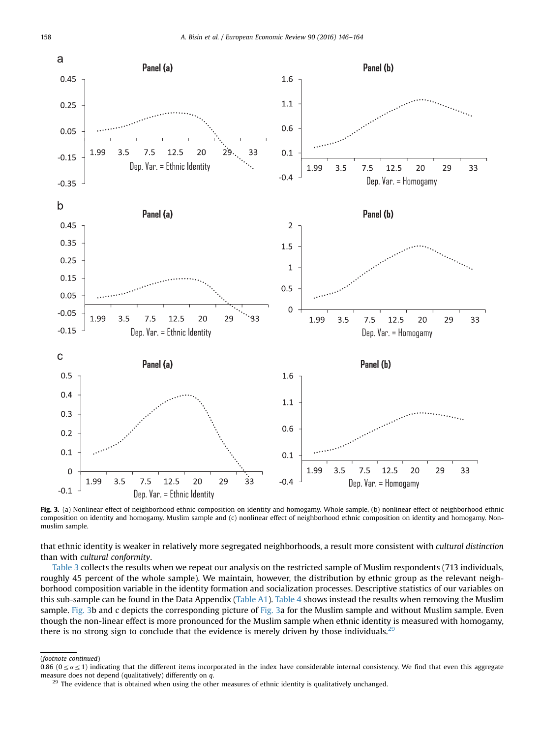**Fig. 3.** (a) Nonlinear effect of neighborhood ethnic composition on identity and homogamy. Whole sample, (b) nonlinear effect of neighborhood ethnic composition on identity and homogamy. Muslim sample and (c) nonlinear effect of neighborhood ethnic composition on identity and homogamy. Non-muslim sample.

that ethnic identity is weaker in relatively more segregated neighborhoods, a result more consistent with *cultural distinction* than with *cultural conformity*.

Table 3 collects the results when we repeat our analysis on the restricted sample of Muslim respondents (713 individuals, roughly 45 percent of the whole sample). We maintain, however, the distribution by ethnic group as the relevant neighborhood composition variable in the identity formation and socialization processes. Descriptive statistics of our variables on this sub-sample can be found in the Data Appendix (Table A1). Table 4 shows instead the results when removing the Muslim sample. Fig. 3b and c depicts the corresponding picture of Fig. 3a for the Muslim sample and without Muslim sample. Even though the non-linear effect is more pronounced for the Muslim sample when ethnic identity is measured with homogamy, there is no strong sign to conclude that the evidence is merely driven by those individuals.[29]

(*footnote continued*)
0.86 ($0 \le \alpha \le 1$) indicating that the different items incorporated in the index have considerable internal consistency. We find that even this aggregate measure does not depend (qualitatively) differently on $q$.

[29] The evidence that is obtained when using the other measures of ethnic identity is qualitatively unchanged.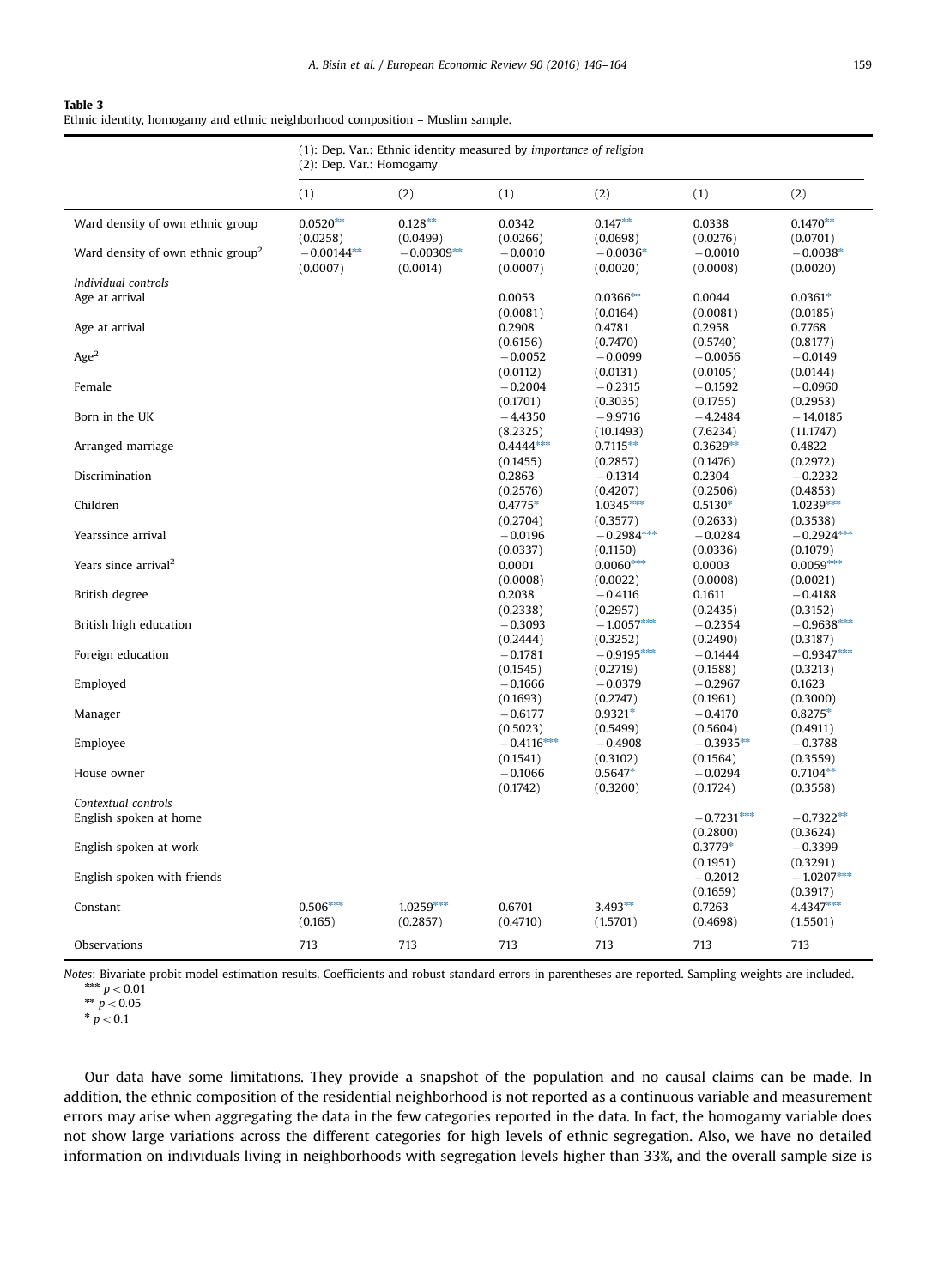**Table 3**
Ethnic identity, homogamy and ethnic neighborhood composition – Muslim sample.

| | (1): Dep. Var.: Ethnic identity measured by *importance of religion* (2): Dep. Var.: Homogamy | | | | | |
|---|---|---|---|---|---|---|
| | (1) | (2) | (1) | (2) | (1) | (2) |
| Ward density of own ethnic group | 0.0520** | 0.128** | 0.0342 | 0.147** | 0.0338 | 0.1470** |
| | (0.0258) | (0.0499) | (0.0266) | (0.0698) | (0.0276) | (0.0701) |
| Ward density of own ethnic group$^2$ | −0.00144** | −0.00309** | −0.0010 | −0.0036* | −0.0010 | −0.0038* |
| | (0.0007) | (0.0014) | (0.0007) | (0.0020) | (0.0008) | (0.0020) |
| *Individual controls* | | | | | | |
| Age at arrival | | | 0.0053 | 0.0366** | 0.0044 | 0.0361* |
| | | | (0.0081) | (0.0164) | (0.0081) | (0.0185) |
| Age at arrival | | | 0.2908 | 0.4781 | 0.2958 | 0.7768 |
| | | | (0.6156) | (0.7470) | (0.5740) | (0.8177) |
| Age$^2$ | | | −0.0052 | −0.0099 | −0.0056 | −0.0149 |
| | | | (0.0112) | (0.0131) | (0.0105) | (0.0144) |
| Female | | | −0.2004 | −0.2315 | −0.1592 | −0.0960 |
| | | | (0.1701) | (0.3035) | (0.1755) | (0.2953) |
| Born in the UK | | | −4.4350 | −9.9716 | −4.2484 | −14.0185 |
| | | | (8.2325) | (10.1493) | (7.6234) | (11.1747) |
| Arranged marriage | | | 0.4444*** | 0.7115** | 0.3629** | 0.4822 |
| | | | (0.1455) | (0.2857) | (0.1476) | (0.2972) |
| Discrimination | | | 0.2863 | −0.1314 | 0.2304 | −0.2232 |
| | | | (0.2576) | (0.4207) | (0.2506) | (0.4853) |
| Children | | | 0.4775* | 1.0345*** | 0.5130* | 1.0239*** |
| | | | (0.2704) | (0.3577) | (0.2633) | (0.3538) |
| Yearssince arrival | | | −0.0196 | −0.2984*** | −0.0284 | −0.2924*** |
| | | | (0.0337) | (0.1150) | (0.0336) | (0.1079) |
| Years since arrival$^2$ | | | 0.0001 | 0.0060*** | 0.0003 | 0.0059*** |
| | | | (0.0008) | (0.0022) | (0.0008) | (0.0021) |
| British degree | | | 0.2038 | −0.4116 | 0.1611 | −0.4188 |
| | | | (0.2338) | (0.2957) | (0.2435) | (0.3152) |
| British high education | | | −0.3093 | −1.0057*** | −0.2354 | −0.9638*** |
| | | | (0.2444) | (0.3252) | (0.2490) | (0.3187) |
| Foreign education | | | −0.1781 | −0.9195*** | −0.1444 | −0.9347*** |
| | | | (0.1545) | (0.2719) | (0.1588) | (0.3213) |
| Employed | | | −0.1666 | −0.0379 | −0.2967 | 0.1623 |
| | | | (0.1693) | (0.2747) | (0.1961) | (0.3000) |
| Manager | | | −0.6177 | 0.9321* | −0.4170 | 0.8275* |
| | | | (0.5023) | (0.5499) | (0.5604) | (0.4911) |
| Employee | | | −0.4116*** | −0.4908 | −0.3935** | −0.3788 |
| | | | (0.1541) | (0.3102) | (0.1564) | (0.3559) |
| House owner | | | −0.1066 | 0.5647* | −0.0294 | 0.7104** |
| | | | (0.1742) | (0.3200) | (0.1724) | (0.3558) |
| *Contextual controls* | | | | | | |
| English spoken at home | | | | | −0.7231*** | −0.7322** |
| | | | | | (0.2800) | (0.3624) |
| English spoken at work | | | | | 0.3779* | −0.3399 |
| | | | | | (0.1951) | (0.3291) |
| English spoken with friends | | | | | −0.2012 | −1.0207*** |
| | | | | | (0.1659) | (0.3917) |
| Constant | 0.506*** | 1.0259*** | 0.6701 | 3.493** | 0.7263 | 4.4347*** |
| | (0.165) | (0.2857) | (0.4710) | (1.5701) | (0.4698) | (1.5501) |
| Observations | 713 | 713 | 713 | 713 | 713 | 713 |

*Notes*: Bivariate probit model estimation results. Coefficients and robust standard errors in parentheses are reported. Sampling weights are included.
*** $p < 0.01$
** $p < 0.05$
* $p < 0.1$

Our data have some limitations. They provide a snapshot of the population and no causal claims can be made. In addition, the ethnic composition of the residential neighborhood is not reported as a continuous variable and measurement errors may arise when aggregating the data in the few categories reported in the data. In fact, the homogamy variable does not show large variations across the different categories for high levels of ethnic segregation. Also, we have no detailed information on individuals living in neighborhoods with segregation levels higher than 33%, and the overall sample size is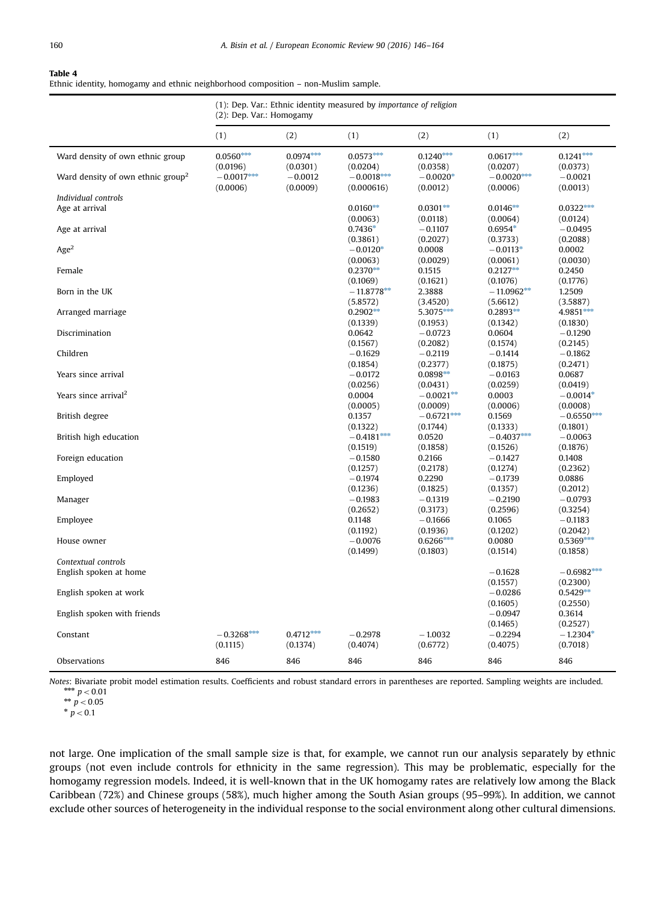**Table 4**
Ethnic identity, homogamy and ethnic neighborhood composition – non-Muslim sample.

| | (1): Dep. Var.: Ethnic identity measured by *importance of religion* (2): Dep. Var.: Homogamy | | | | | |
|---|---|---|---|---|---|---|
| | (1) | (2) | (1) | (2) | (1) | (2) |
| Ward density of own ethnic group | 0.0560*** | 0.0974*** | 0.0573*** | 0.1240*** | 0.0617*** | 0.1241*** |
| | (0.0196) | (0.0301) | (0.0204) | (0.0358) | (0.0207) | (0.0373) |
| Ward density of own ethnic group$^2$ | −0.0017*** | −0.0012 | −0.0018*** | −0.0020* | −0.0020*** | −0.0021 |
| | (0.0006) | (0.0009) | (0.000616) | (0.0012) | (0.0006) | (0.0013) |
| *Individual controls* | | | | | | |
| Age at arrival | | | 0.0160** | 0.0301** | 0.0146** | 0.0322*** |
| | | | (0.0063) | (0.0118) | (0.0064) | (0.0124) |
| Age at arrival | | | 0.7436* | −0.1107 | 0.6954* | −0.0495 |
| | | | (0.3861) | (0.2027) | (0.3733) | (0.2088) |
| Age$^2$ | | | −0.0120* | 0.0008 | −0.0113* | 0.0002 |
| | | | (0.0063) | (0.0029) | (0.0061) | (0.0030) |
| Female | | | 0.2370** | 0.1515 | 0.2127** | 0.2450 |
| | | | (0.1069) | (0.1621) | (0.1076) | (0.1776) |
| Born in the UK | | | −11.8778** | 2.3888 | −11.0962** | 1.2509 |
| | | | (5.8572) | (3.4520) | (5.6612) | (3.5887) |
| Arranged marriage | | | 0.2902** | 5.3075*** | 0.2893** | 4.9851*** |
| | | | (0.1339) | (0.1953) | (0.1342) | (0.1830) |
| Discrimination | | | 0.0642 | −0.0723 | 0.0604 | −0.1290 |
| | | | (0.1567) | (0.2082) | (0.1574) | (0.2145) |
| Children | | | −0.1629 | −0.2119 | −0.1414 | −0.1862 |
| | | | (0.1854) | (0.2377) | (0.1875) | (0.2471) |
| Years since arrival | | | −0.0172 | 0.0898** | −0.0163 | 0.0687 |
| | | | (0.0256) | (0.0431) | (0.0259) | (0.0419) |
| Years since arrival$^2$ | | | 0.0004 | −0.0021** | 0.0003 | −0.0014* |
| | | | (0.0005) | (0.0009) | (0.0006) | (0.0008) |
| British degree | | | 0.1357 | −0.6721*** | 0.1569 | −0.6550*** |
| | | | (0.1322) | (0.1744) | (0.1333) | (0.1801) |
| British high education | | | −0.4181*** | 0.0520 | −0.4037*** | −0.0063 |
| | | | (0.1519) | (0.1858) | (0.1526) | (0.1876) |
| Foreign education | | | −0.1580 | 0.2166 | −0.1427 | 0.1408 |
| | | | (0.1257) | (0.2178) | (0.1274) | (0.2362) |
| Employed | | | −0.1974 | 0.2290 | −0.1739 | 0.0886 |
| | | | (0.1236) | (0.1825) | (0.1357) | (0.2012) |
| Manager | | | −0.1983 | −0.1319 | −0.2190 | −0.0793 |
| | | | (0.2652) | (0.3173) | (0.2596) | (0.3254) |
| Employee | | | 0.1148 | −0.1666 | 0.1065 | −0.1183 |
| | | | (0.1192) | (0.1936) | (0.1202) | (0.2042) |
| House owner | | | −0.0076 | 0.6266*** | 0.0080 | 0.5369*** |
| | | | (0.1499) | (0.1803) | (0.1514) | (0.1858) |
| *Contextual controls* | | | | | | |
| English spoken at home | | | | | −0.1628 | −0.6982*** |
| | | | | | (0.1557) | (0.2300) |
| English spoken at work | | | | | −0.0286 | 0.5429** |
| | | | | | (0.1605) | (0.2550) |
| English spoken with friends | | | | | −0.0947 | 0.3614 |
| | | | | | (0.1465) | (0.2527) |
| Constant | −0.3268*** | 0.4712*** | −0.2978 | −1.0032 | −0.2294 | −1.2304* |
| | (0.1115) | (0.1374) | (0.4074) | (0.6772) | (0.4075) | (0.7018) |
| Observations | 846 | 846 | 846 | 846 | 846 | 846 |

*Notes*: Bivariate probit model estimation results. Coefficients and robust standard errors in parentheses are reported. Sampling weights are included.
*** $p<0.01$
** $p<0.05$
* $p<0.1$

not large. One implication of the small sample size is that, for example, we cannot run our analysis separately by ethnic groups (not even include controls for ethnicity in the same regression). This may be problematic, especially for the homogamy regression models. Indeed, it is well-known that in the UK homogamy rates are relatively low among the Black Caribbean (72%) and Chinese groups (58%), much higher among the South Asian groups (95–99%). In addition, we cannot exclude other sources of heterogeneity in the individual response to the social environment along other cultural dimensions.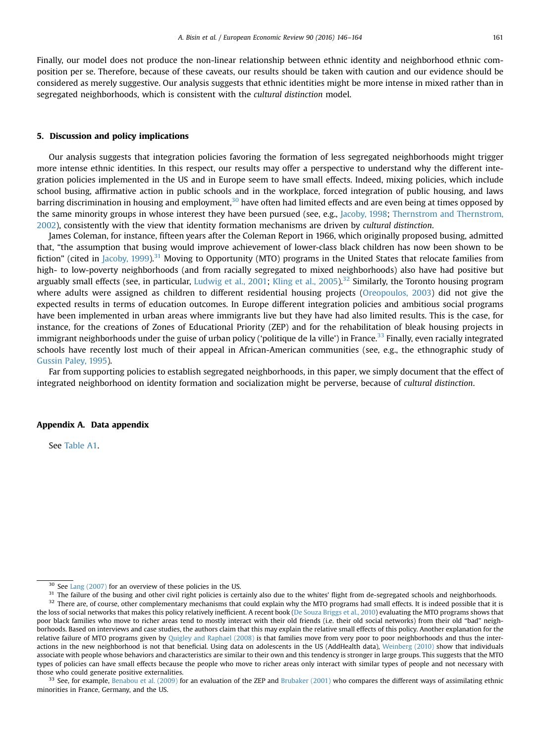Finally, our model does not produce the non-linear relationship between ethnic identity and neighborhood ethnic composition per se. Therefore, because of these caveats, our results should be taken with caution and our evidence should be considered as merely suggestive. Our analysis suggests that ethnic identities might be more intense in mixed rather than in segregated neighborhoods, which is consistent with the *cultural distinction* model.

## 5. Discussion and policy implications

Our analysis suggests that integration policies favoring the formation of less segregated neighborhoods might trigger more intense ethnic identities. In this respect, our results may offer a perspective to understand why the different integration policies implemented in the US and in Europe seem to have small effects. Indeed, mixing policies, which include school busing, affirmative action in public schools and in the workplace, forced integration of public housing, and laws barring discrimination in housing and employment,[30] have often had limited effects and are even being at times opposed by the same minority groups in whose interest they have been pursued (see, e.g., Jacoby, 1998; Thernstrom and Thernstrom, 2002), consistently with the view that identity formation mechanisms are driven by *cultural distinction*.

James Coleman, for instance, fifteen years after the Coleman Report in 1966, which originally proposed busing, admitted that, "the assumption that busing would improve achievement of lower-class black children has now been shown to be fiction" (cited in Jacoby, 1999).[31] Moving to Opportunity (MTO) programs in the United States that relocate families from high- to low-poverty neighborhoods (and from racially segregated to mixed neighborhoods) also have had positive but arguably small effects (see, in particular, Ludwig et al., 2001; Kling et al., 2005).[32] Similarly, the Toronto housing program where adults were assigned as children to different residential housing projects (Oreopoulos, 2003) did not give the expected results in terms of education outcomes. In Europe different integration policies and ambitious social programs have been implemented in urban areas where immigrants live but they have had also limited results. This is the case, for instance, for the creations of Zones of Educational Priority (ZEP) and for the rehabilitation of bleak housing projects in immigrant neighborhoods under the guise of urban policy ('politique de la ville') in France.[33] Finally, even racially integrated schools have recently lost much of their appeal in African-American communities (see, e.g., the ethnographic study of Gussin Paley, 1995).

Far from supporting policies to establish segregated neighborhoods, in this paper, we simply document that the effect of integrated neighborhood on identity formation and socialization might be perverse, because of *cultural distinction*.

## Appendix A. Data appendix

See Table A1.

---

[30] See Lang (2007) for an overview of these policies in the US.

[31] The failure of the busing and other civil right policies is certainly also due to the whites' flight from de-segregated schools and neighborhoods.

[32] There are, of course, other complementary mechanisms that could explain why the MTO programs had small effects. It is indeed possible that it is the loss of social networks that makes this policy relatively inefficient. A recent book (De Souza Briggs et al., 2010) evaluating the MTO programs shows that poor black families who move to richer areas tend to mostly interact with their old friends (i.e. their old social networks) from their old "bad" neighborhoods. Based on interviews and case studies, the authors claim that this may explain the relative small effects of this policy. Another explanation for the relative failure of MTO programs given by Quigley and Raphael (2008) is that families move from very poor to poor neighborhoods and thus the interactions in the new neighborhood is not that beneficial. Using data on adolescents in the US (AddHealth data), Weinberg (2010) show that individuals associate with people whose behaviors and characteristics are similar to their own and this tendency is stronger in large groups. This suggests that the MTO types of policies can have small effects because the people who move to richer areas only interact with similar types of people and not necessary with those who could generate positive externalities.

[33] See, for example, Benabou et al. (2009) for an evaluation of the ZEP and Brubaker (2001) who compares the different ways of assimilating ethnic minorities in France, Germany, and the US.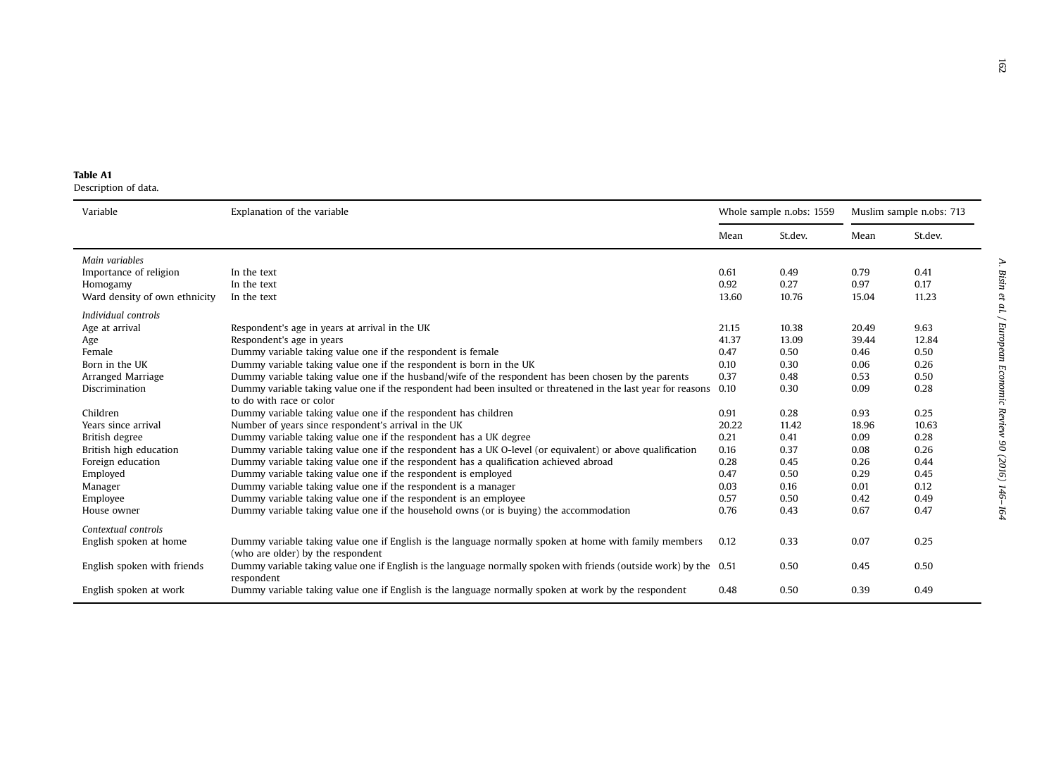**Table A1**
Description of data.

| Variable | Explanation of the variable | Whole sample n.obs: 1559 | | Muslim sample n.obs: 713 | |
|---|---|---|---|---|---|
| | | Mean | St.dev. | Mean | St.dev. |
| *Main variables* | | | | | |
| Importance of religion | In the text | 0.61 | 0.49 | 0.79 | 0.41 |
| Homogamy | In the text | 0.92 | 0.27 | 0.97 | 0.17 |
| Ward density of own ethnicity | In the text | 13.60 | 10.76 | 15.04 | 11.23 |
| *Individual controls* | | | | | |
| Age at arrival | Respondent's age in years at arrival in the UK | 21.15 | 10.38 | 20.49 | 9.63 |
| Age | Respondent's age in years | 41.37 | 13.09 | 39.44 | 12.84 |
| Female | Dummy variable taking value one if the respondent is female | 0.47 | 0.50 | 0.46 | 0.50 |
| Born in the UK | Dummy variable taking value one if the respondent is born in the UK | 0.10 | 0.30 | 0.06 | 0.26 |
| Arranged Marriage | Dummy variable taking value one if the husband/wife of the respondent has been chosen by the parents | 0.37 | 0.48 | 0.53 | 0.50 |
| Discrimination | Dummy variable taking value one if the respondent had been insulted or threatened in the last year for reasons to do with race or color | 0.10 | 0.30 | 0.09 | 0.28 |
| Children | Dummy variable taking value one if the respondent has children | 0.91 | 0.28 | 0.93 | 0.25 |
| Years since arrival | Number of years since respondent's arrival in the UK | 20.22 | 11.42 | 18.96 | 10.63 |
| British degree | Dummy variable taking value one if the respondent has a UK degree | 0.21 | 0.41 | 0.09 | 0.28 |
| British high education | Dummy variable taking value one if the respondent has a UK O-level (or equivalent) or above qualification | 0.16 | 0.37 | 0.08 | 0.26 |
| Foreign education | Dummy variable taking value one if the respondent has a qualification achieved abroad | 0.28 | 0.45 | 0.26 | 0.44 |
| Employed | Dummy variable taking value one if the respondent is employed | 0.47 | 0.50 | 0.29 | 0.45 |
| Manager | Dummy variable taking value one if the respondent is a manager | 0.03 | 0.16 | 0.01 | 0.12 |
| Employee | Dummy variable taking value one if the respondent is an employee | 0.57 | 0.50 | 0.42 | 0.49 |
| House owner | Dummy variable taking value one if the household owns (or is buying) the accommodation | 0.76 | 0.43 | 0.67 | 0.47 |
| *Contextual controls* | | | | | |
| English spoken at home | Dummy variable taking value one if English is the language normally spoken at home with family members (who are older) by the respondent | 0.12 | 0.33 | 0.07 | 0.25 |
| English spoken with friends | Dummy variable taking value one if English is the language normally spoken with friends (outside work) by the respondent | 0.51 | 0.50 | 0.45 | 0.50 |
| English spoken at work | Dummy variable taking value one if English is the language normally spoken at work by the respondent | 0.48 | 0.50 | 0.39 | 0.49 |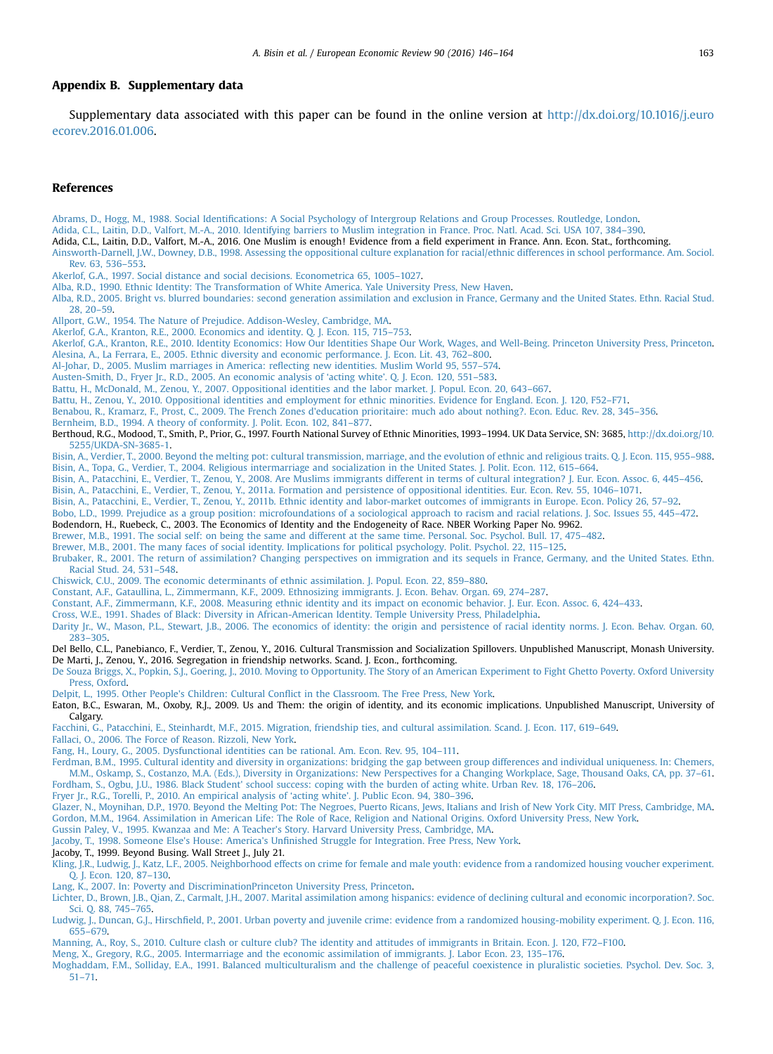## Appendix B. Supplementary data

Supplementary data associated with this paper can be found in the online version at http://dx.doi.org/10.1016/j.euroecorev.2016.01.006.

## References

Abrams, D., Hogg, M., 1988. Social Identifications: A Social Psychology of Intergroup Relations and Group Processes. Routledge, London.

Adida, C.L., Laitin, D.D., Valfort, M.-A., 2010. Identifying barriers to Muslim integration in France. Proc. Natl. Acad. Sci. USA 107, 384–390.

Adida, C.L., Laitin, D.D., Valfort, M.-A., 2016. One Muslim is enough! Evidence from a field experiment in France. Ann. Econ. Stat., forthcoming.

Ainsworth-Darnell, J.W., Downey, D.B., 1998. Assessing the oppositional culture explanation for racial/ethnic differences in school performance. Am. Sociol. Rev. 63, 536–553.

Akerlof, G.A., 1997. Social distance and social decisions. Econometrica 65, 1005–1027.

Alba, R.D., 1990. Ethnic Identity: The Transformation of White America. Yale University Press, New Haven.

Alba, R.D., 2005. Bright vs. blurred boundaries: second generation assimilation and exclusion in France, Germany and the United States. Ethn. Racial Stud. 28, 20–59.

Allport, G.W., 1954. The Nature of Prejudice. Addison-Wesley, Cambridge, MA.

Akerlof, G.A., Kranton, R.E., 2000. Economics and identity. Q. J. Econ. 115, 715–753.

Akerlof, G.A., Kranton, R.E., 2010. Identity Economics: How Our Identities Shape Our Work, Wages, and Well-Being. Princeton University Press, Princeton.

Alesina, A., La Ferrara, E., 2005. Ethnic diversity and economic performance. J. Econ. Lit. 43, 762–800.

Al-Johar, D., 2005. Muslim marriages in America: reflecting new identities. Muslim World 95, 557–574.

Austen-Smith, D., Fryer Jr., R.D., 2005. An economic analysis of 'acting white'. Q. J. Econ. 120, 551–583.

Battu, H., McDonald, M., Zenou, Y., 2007. Oppositional identities and the labor market. J. Popul. Econ. 20, 643–667.

Battu, H., Zenou, Y., 2010. Oppositional identities and employment for ethnic minorities. Evidence for England. Econ. J. 120, F52–F71.

Benabou, R., Kramarz, F., Prost, C., 2009. The French Zones d'education prioritaire: much ado about nothing?. Econ. Educ. Rev. 28, 345–356.

Bernheim, B.D., 1994. A theory of conformity. J. Polit. Econ. 102, 841–877.

Berthoud, R.G., Modood, T., Smith, P., Prior, G., 1997. Fourth National Survey of Ethnic Minorities, 1993–1994. UK Data Service, SN: 3685, http://dx.doi.org/10.5255/UKDA-SN-3685-1.

Bisin, A., Verdier, T., 2000. Beyond the melting pot: cultural transmission, marriage, and the evolution of ethnic and religious traits. Q. J. Econ. 115, 955–988.

Bisin, A., Topa, G., Verdier, T., 2004. Religious intermarriage and socialization in the United States. J. Polit. Econ. 112, 615–664.

Bisin, A., Patacchini, E., Verdier, T., Zenou, Y., 2008. Are Muslims immigrants different in terms of cultural integration? J. Eur. Econ. Assoc. 6, 445–456.

Bisin, A., Patacchini, E., Verdier, T., Zenou, Y., 2011a. Formation and persistence of oppositional identities. Eur. Econ. Rev. 55, 1046–1071.

Bisin, A., Patacchini, E., Verdier, T., Zenou, Y., 2011b. Ethnic identity and labor-market outcomes of immigrants in Europe. Econ. Policy 26, 57–92.

Bobo, L.D., 1999. Prejudice as a group position: microfoundations of a sociological approach to racism and racial relations. J. Soc. Issues 55, 445–472.

Bodendorn, H., Ruebeck, C., 2003. The Economics of Identity and the Endogeneity of Race. NBER Working Paper No. 9962.

Brewer, M.B., 1991. The social self: on being the same and different at the same time. Personal. Soc. Psychol. Bull. 17, 475–482.

Brewer, M.B., 2001. The many faces of social identity. Implications for political psychology. Polit. Psychol. 22, 115–125.

Brubaker, R., 2001. The return of assimilation? Changing perspectives on immigration and its sequels in France, Germany, and the United States. Ethn. Racial Stud. 24, 531–548.

Chiswick, C.U., 2009. The economic determinants of ethnic assimilation. J. Popul. Econ. 22, 859–880.

Constant, A.F., Gataullina, L., Zimmermann, K.F., 2009. Ethnosizing immigrants. J. Econ. Behav. Organ. 69, 274–287.

Constant, A.F., Zimmermann, K.F., 2008. Measuring ethnic identity and its impact on economic behavior. J. Eur. Econ. Assoc. 6, 424–433.

Cross, W.E., 1991. Shades of Black: Diversity in African-American Identity. Temple University Press, Philadelphia.

Darity Jr., W., Mason, P.L., Stewart, J.B., 2006. The economics of identity: the origin and persistence of racial identity norms. J. Econ. Behav. Organ. 60, 283–305.

Del Bello, C.L., Panebianco, F., Verdier, T., Zenou, Y., 2016. Cultural Transmission and Socialization Spillovers. Unpublished Manuscript, Monash University.

De Marti, J., Zenou, Y., 2016. Segregation in friendship networks. Scand. J. Econ., forthcoming.

De Souza Briggs, X., Popkin, S.J., Goering, J., 2010. Moving to Opportunity. The Story of an American Experiment to Fight Ghetto Poverty. Oxford University Press, Oxford.

Delpit, L., 1995. Other People's Children: Cultural Conflict in the Classroom. The Free Press, New York.

Eaton, B.C., Eswaran, M., Oxoby, R.J., 2009. Us and Them: the origin of identity, and its economic implications. Unpublished Manuscript, University of Calgary.

Facchini, G., Patacchini, E., Steinhardt, M.F., 2015. Migration, friendship ties, and cultural assimilation. Scand. J. Econ. 117, 619–649.

Fallaci, O., 2006. The Force of Reason. Rizzoli, New York.

Fang, H., Loury, G., 2005. Dysfunctional identities can be rational. Am. Econ. Rev. 95, 104–111.

Ferdman, B.M., 1995. Cultural identity and diversity in organizations: bridging the gap between group differences and individual uniqueness. In: Chemers, M.M., Oskamp, S., Costanzo, M.A. (Eds.), Diversity in Organizations: New Perspectives for a Changing Workplace, Sage, Thousand Oaks, CA, pp. 37–61.

Fordham, S., Ogbu, J.U., 1986. Black Student' school success: coping with the burden of acting white. Urban Rev. 18, 176–206.

Fryer Jr., R.G., Torelli, P., 2010. An empirical analysis of 'acting white'. J. Public Econ. 94, 380–396.

Glazer, N., Moynihan, D.P., 1970. Beyond the Melting Pot: The Negroes, Puerto Ricans, Jews, Italians and Irish of New York City. MIT Press, Cambridge, MA.

Gordon, M.M., 1964. Assimilation in American Life: The Role of Race, Religion and National Origins. Oxford University Press, New York.

Gussin Paley, V., 1995. Kwanzaa and Me: A Teacher's Story. Harvard University Press, Cambridge, MA.

Jacoby, T., 1998. Someone Else's House: America's Unfinished Struggle for Integration. Free Press, New York.

Jacoby, T., 1999. Beyond Busing. Wall Street J., July 21.

Kling, J.R., Ludwig, J., Katz, L.F., 2005. Neighborhood effects on crime for female and male youth: evidence from a randomized housing voucher experiment. Q. J. Econ. 120, 87–130.

Lang, K., 2007. In: Poverty and DiscriminationPrinceton University Press, Princeton.

Lichter, D., Brown, J.B., Qian, Z., Carmalt, J.H., 2007. Marital assimilation among hispanics: evidence of declining cultural and economic incorporation?. Soc. Sci. Q. 88, 745–765.

Ludwig, J., Duncan, G.J., Hirschfield, P., 2001. Urban poverty and juvenile crime: evidence from a randomized housing-mobility experiment. Q. J. Econ. 116, 655–679.

Manning, A., Roy, S., 2010. Culture clash or culture club? The identity and attitudes of immigrants in Britain. Econ. J. 120, F72–F100.

Meng, X., Gregory, R.G., 2005. Intermarriage and the economic assimilation of immigrants. J. Labor Econ. 23, 135–176.

Moghaddam, F.M., Solliday, E.A., 1991. Balanced multiculturalism and the challenge of peaceful coexistence in pluralistic societies. Psychol. Dev. Soc. 3, 51–71.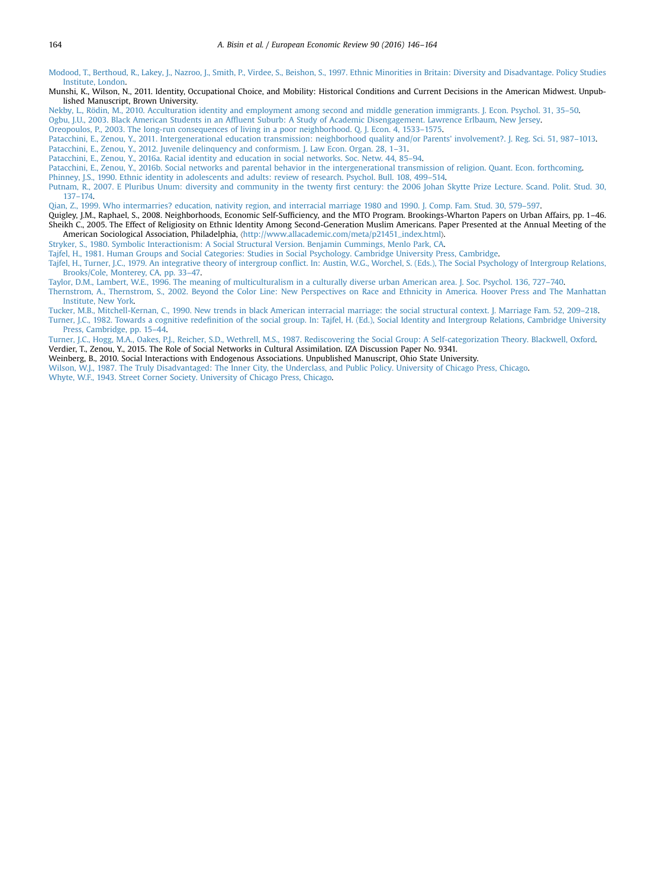Modood, T., Berthoud, R., Lakey, J., Nazroo, J., Smith, P., Virdee, S., Beishon, S., 1997. Ethnic Minorities in Britain: Diversity and Disadvantage. Policy Studies Institute, London.

Munshi, K., Wilson, N., 2011. Identity, Occupational Choice, and Mobility: Historical Conditions and Current Decisions in the American Midwest. Unpublished Manuscript, Brown University.

Nekby, L., Rödin, M., 2010. Acculturation identity and employment among second and middle generation immigrants. J. Econ. Psychol. 31, 35–50.

Ogbu, J.U., 2003. Black American Students in an Affluent Suburb: A Study of Academic Disengagement. Lawrence Erlbaum, New Jersey.

Oreopoulos, P., 2003. The long-run consequences of living in a poor neighborhood. Q. J. Econ. 4, 1533–1575.

Patacchini, E., Zenou, Y., 2011. Intergenerational education transmission: neighborhood quality and/or Parents' involvement?. J. Reg. Sci. 51, 987–1013.

Patacchini, E., Zenou, Y., 2012. Juvenile delinquency and conformism. J. Law Econ. Organ. 28, 1–31.

Patacchini, E., Zenou, Y., 2016a. Racial identity and education in social networks. Soc. Netw. 44, 85–94.

Patacchini, E., Zenou, Y., 2016b. Social networks and parental behavior in the intergenerational transmission of religion. Quant. Econ. forthcoming.

Phinney, J.S., 1990. Ethnic identity in adolescents and adults: review of research. Psychol. Bull. 108, 499–514.

Putnam, R., 2007. E Pluribus Unum: diversity and community in the twenty first century: the 2006 Johan Skytte Prize Lecture. Scand. Polit. Stud. 30, 137–174.

Qian, Z., 1999. Who intermarries? education, nativity region, and interracial marriage 1980 and 1990. J. Comp. Fam. Stud. 30, 579–597.

Quigley, J.M., Raphael, S., 2008. Neighborhoods, Economic Self-Sufficiency, and the MTO Program. Brookings-Wharton Papers on Urban Affairs, pp. 1–46.

Sheikh C., 2005. The Effect of Religiosity on Ethnic Identity Among Second-Generation Muslim Americans. Paper Presented at the Annual Meeting of the American Sociological Association, Philadelphia, ⟨http://www.allacademic.com/meta/p21451_index.html⟩.

Stryker, S., 1980. Symbolic Interactionism: A Social Structural Version. Benjamin Cummings, Menlo Park, CA.

Tajfel, H., 1981. Human Groups and Social Categories: Studies in Social Psychology. Cambridge University Press, Cambridge.

Tajfel, H., Turner, J.C., 1979. An integrative theory of intergroup conflict. In: Austin, W.G., Worchel, S. (Eds.), The Social Psychology of Intergroup Relations, Brooks/Cole, Monterey, CA, pp. 33–47.

Taylor, D.M., Lambert, W.E., 1996. The meaning of multiculturalism in a culturally diverse urban American area. J. Soc. Psychol. 136, 727–740.

Thernstrom, A., Thernstrom, S., 2002. Beyond the Color Line: New Perspectives on Race and Ethnicity in America. Hoover Press and The Manhattan Institute, New York.

Tucker, M.B., Mitchell-Kernan, C., 1990. New trends in black American interracial marriage: the social structural context. J. Marriage Fam. 52, 209–218.

Turner, J.C., 1982. Towards a cognitive redefinition of the social group. In: Tajfel, H. (Ed.), Social Identity and Intergroup Relations, Cambridge University Press, Cambridge, pp. 15–44.

Turner, J.C., Hogg, M.A., Oakes, P.J., Reicher, S.D., Wethrell, M.S., 1987. Rediscovering the Social Group: A Self-categorization Theory. Blackwell, Oxford.

Verdier, T., Zenou, Y., 2015. The Role of Social Networks in Cultural Assimilation. IZA Discussion Paper No. 9341.

Weinberg, B., 2010. Social Interactions with Endogenous Associations. Unpublished Manuscript, Ohio State University.

Wilson, W.J., 1987. The Truly Disadvantaged: The Inner City, the Underclass, and Public Policy. University of Chicago Press, Chicago.

Whyte, W.F., 1943. Street Corner Society. University of Chicago Press, Chicago.